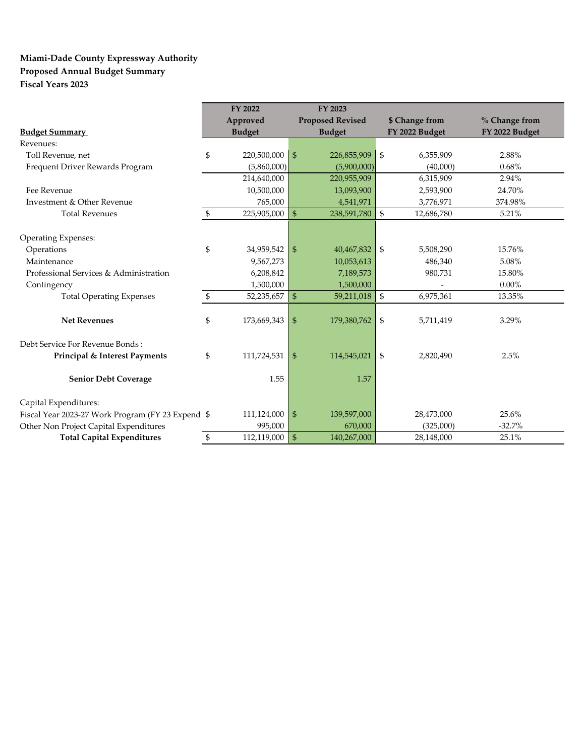**Miami-Dade County Expressway Authority**
**Proposed Annual Budget Summary**
**Fiscal Years 2023**

| **Budget Summary** | **FY 2022 Approved Budget** | **FY 2023 Proposed Revised Budget** | **$ Change from FY 2022 Budget** | **% Change from FY 2022 Budget** |
|---|---|---|---|---|
| Revenues: | | | | |
| Toll Revenue, net | $ 220,500,000 | $ 226,855,909 | $ 6,355,909 | 2.88% |
| Frequent Driver Rewards Program | (5,860,000) | (5,900,000) | (40,000) | 0.68% |
| | 214,640,000 | 220,955,909 | 6,315,909 | 2.94% |
| Fee Revenue | 10,500,000 | 13,093,900 | 2,593,900 | 24.70% |
| Investment & Other Revenue | 765,000 | 4,541,971 | 3,776,971 | 374.98% |
| Total Revenues | $ 225,905,000 | $ 238,591,780 | $ 12,686,780 | 5.21% |
| | | | | |
| Operating Expenses: | | | | |
| Operations | $ 34,959,542 | $ 40,467,832 | $ 5,508,290 | 15.76% |
| Maintenance | 9,567,273 | 10,053,613 | 486,340 | 5.08% |
| Professional Services & Administration | 6,208,842 | 7,189,573 | 980,731 | 15.80% |
| Contingency | 1,500,000 | 1,500,000 | - | 0.00% |
| Total Operating Expenses | $ 52,235,657 | $ 59,211,018 | $ 6,975,361 | 13.35% |
| | | | | |
| **Net Revenues** | $ 173,669,343 | $ 179,380,762 | $ 5,711,419 | 3.29% |
| | | | | |
| Debt Service For Revenue Bonds : | | | | |
| **Principal & Interest Payments** | $ 111,724,531 | $ 114,545,021 | $ 2,820,490 | 2.5% |
| | | | | |
| **Senior Debt Coverage** | 1.55 | 1.57 | | |
| | | | | |
| Capital Expenditures: | | | | |
| Fiscal Year 2023-27 Work Program (FY 23 Expend | $ 111,124,000 | $ 139,597,000 | 28,473,000 | 25.6% |
| Other Non Project Capital Expenditures | 995,000 | 670,000 | (325,000) | -32.7% |
| **Total Capital Expenditures** | $ 112,119,000 | $ 140,267,000 | 28,148,000 | 25.1% |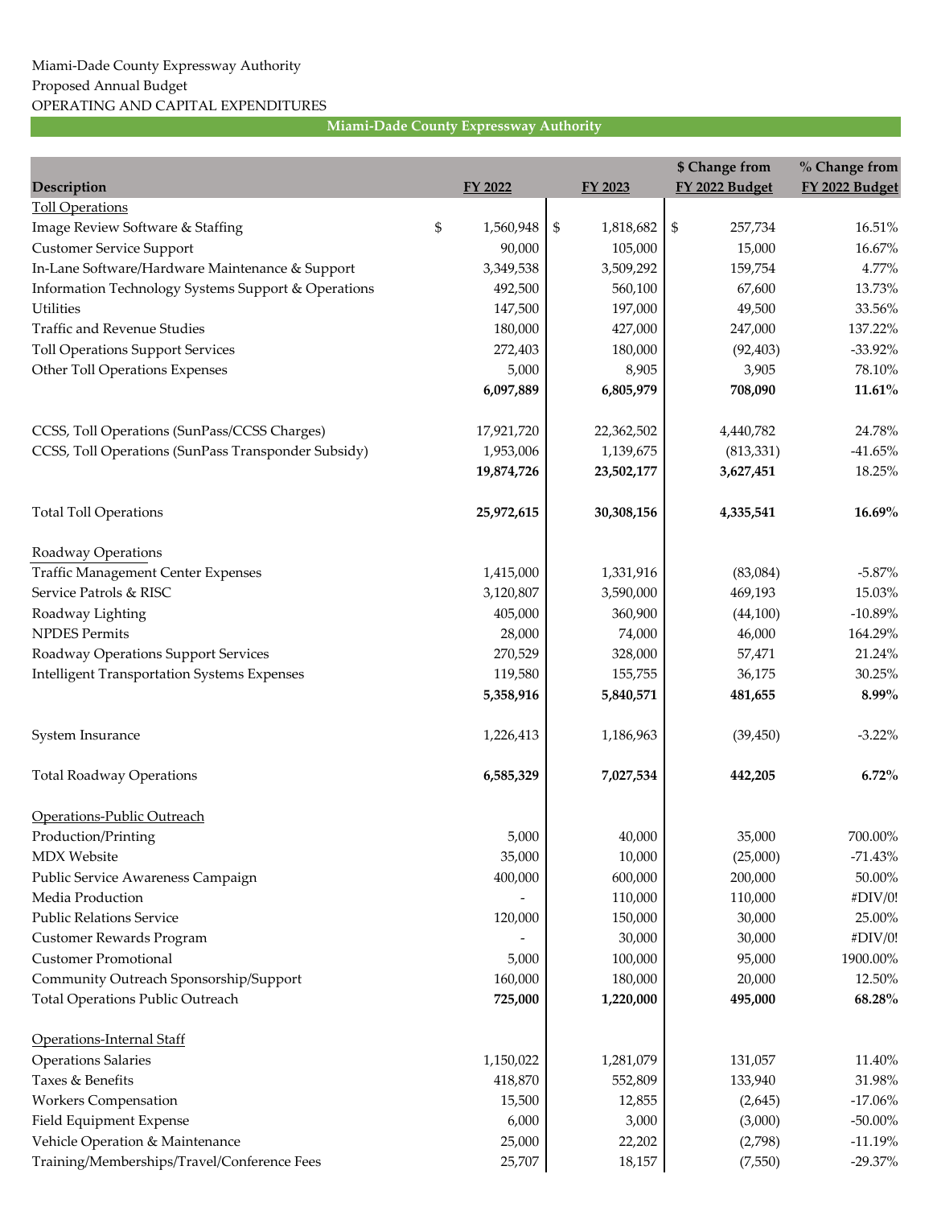Miami-Dade County Expressway Authority
Proposed Annual Budget
OPERATING AND CAPITAL EXPENDITURES

**Miami-Dade County Expressway Authority**

| Description | FY 2022 | FY 2023 | $ Change from FY 2022 Budget | % Change from FY 2022 Budget |
|---|---|---|---|---|
| Toll Operations | | | | |
| Image Review Software & Staffing | $ 1,560,948 | $ 1,818,682 | $ 257,734 | 16.51% |
| Customer Service Support | 90,000 | 105,000 | 15,000 | 16.67% |
| In-Lane Software/Hardware Maintenance & Support | 3,349,538 | 3,509,292 | 159,754 | 4.77% |
| Information Technology Systems Support & Operations | 492,500 | 560,100 | 67,600 | 13.73% |
| Utilities | 147,500 | 197,000 | 49,500 | 33.56% |
| Traffic and Revenue Studies | 180,000 | 427,000 | 247,000 | 137.22% |
| Toll Operations Support Services | 272,403 | 180,000 | (92,403) | -33.92% |
| Other Toll Operations Expenses | 5,000 | 8,905 | 3,905 | 78.10% |
| | **6,097,889** | **6,805,979** | **708,090** | **11.61%** |
| CCSS, Toll Operations (SunPass/CCSS Charges) | 17,921,720 | 22,362,502 | 4,440,782 | 24.78% |
| CCSS, Toll Operations (SunPass Transponder Subsidy) | 1,953,006 | 1,139,675 | (813,331) | -41.65% |
| | **19,874,726** | **23,502,177** | **3,627,451** | 18.25% |
| Total Toll Operations | **25,972,615** | **30,308,156** | **4,335,541** | **16.69%** |
| Roadway Operations | | | | |
| Traffic Management Center Expenses | 1,415,000 | 1,331,916 | (83,084) | -5.87% |
| Service Patrols & RISC | 3,120,807 | 3,590,000 | 469,193 | 15.03% |
| Roadway Lighting | 405,000 | 360,900 | (44,100) | -10.89% |
| NPDES Permits | 28,000 | 74,000 | 46,000 | 164.29% |
| Roadway Operations Support Services | 270,529 | 328,000 | 57,471 | 21.24% |
| Intelligent Transportation Systems Expenses | 119,580 | 155,755 | 36,175 | 30.25% |
| | **5,358,916** | **5,840,571** | **481,655** | **8.99%** |
| System Insurance | 1,226,413 | 1,186,963 | (39,450) | -3.22% |
| Total Roadway Operations | **6,585,329** | **7,027,534** | **442,205** | **6.72%** |
| Operations-Public Outreach | | | | |
| Production/Printing | 5,000 | 40,000 | 35,000 | 700.00% |
| MDX Website | 35,000 | 10,000 | (25,000) | -71.43% |
| Public Service Awareness Campaign | 400,000 | 600,000 | 200,000 | 50.00% |
| Media Production | - | 110,000 | 110,000 | #DIV/0! |
| Public Relations Service | 120,000 | 150,000 | 30,000 | 25.00% |
| Customer Rewards Program | - | 30,000 | 30,000 | #DIV/0! |
| Customer Promotional | 5,000 | 100,000 | 95,000 | 1900.00% |
| Community Outreach Sponsorship/Support | 160,000 | 180,000 | 20,000 | 12.50% |
| Total Operations Public Outreach | **725,000** | **1,220,000** | **495,000** | **68.28%** |
| Operations-Internal Staff | | | | |
| Operations Salaries | 1,150,022 | 1,281,079 | 131,057 | 11.40% |
| Taxes & Benefits | 418,870 | 552,809 | 133,940 | 31.98% |
| Workers Compensation | 15,500 | 12,855 | (2,645) | -17.06% |
| Field Equipment Expense | 6,000 | 3,000 | (3,000) | -50.00% |
| Vehicle Operation & Maintenance | 25,000 | 22,202 | (2,798) | -11.19% |
| Training/Memberships/Travel/Conference Fees | 25,707 | 18,157 | (7,550) | -29.37% |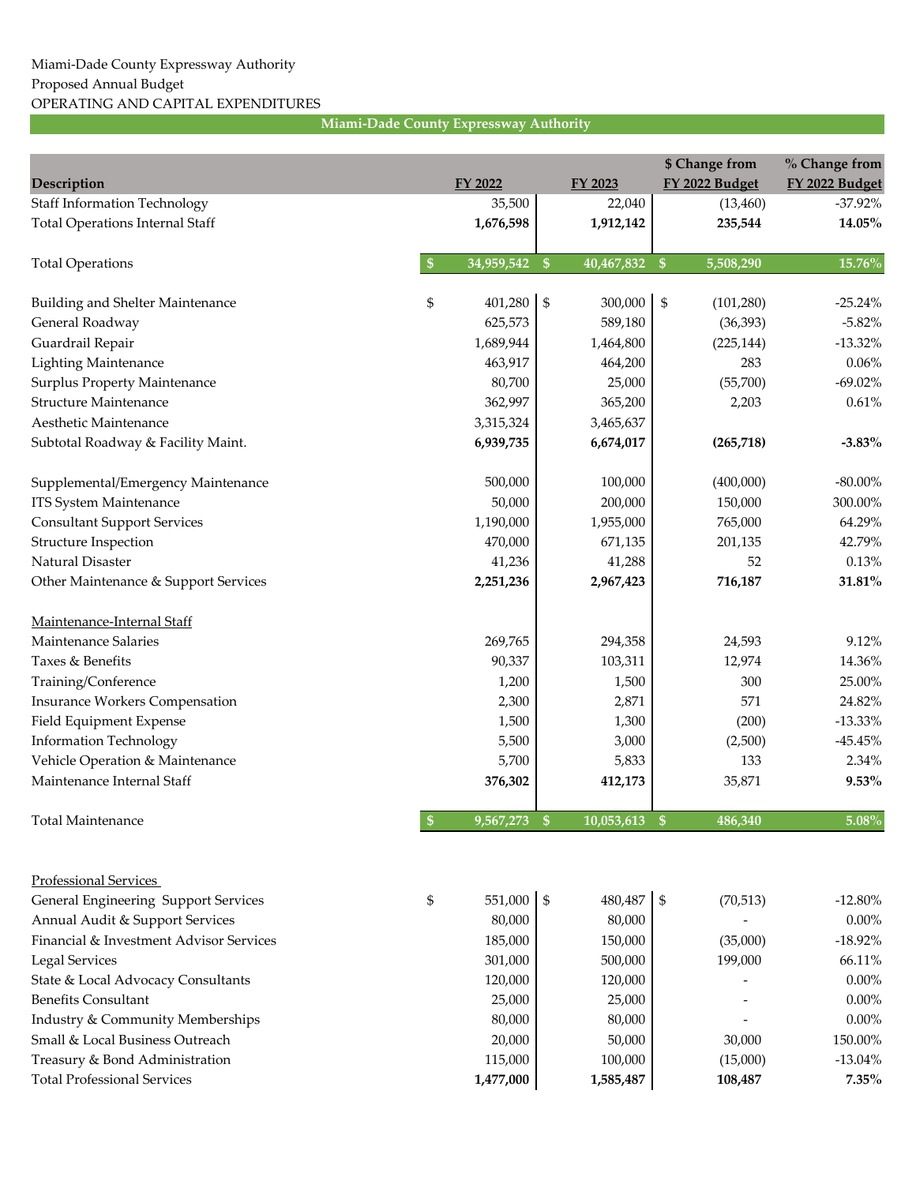Miami-Dade County Expressway Authority
Proposed Annual Budget
OPERATING AND CAPITAL EXPENDITURES

**Miami-Dade County Expressway Authority**

| Description | FY 2022 | FY 2023 | $ Change from FY 2022 Budget | % Change from FY 2022 Budget |
|---|---|---|---|---|
| Staff Information Technology | 35,500 | 22,040 | (13,460) | -37.92% |
| Total Operations Internal Staff | **1,676,598** | **1,912,142** | **235,544** | **14.05%** |
| | | | | |
| Total Operations | **$ 34,959,542** | **$ 40,467,832** | **$ 5,508,290** | **15.76%** |
| | | | | |
| Building and Shelter Maintenance | $ 401,280 | $ 300,000 | $ (101,280) | -25.24% |
| General Roadway | 625,573 | 589,180 | (36,393) | -5.82% |
| Guardrail Repair | 1,689,944 | 1,464,800 | (225,144) | -13.32% |
| Lighting Maintenance | 463,917 | 464,200 | 283 | 0.06% |
| Surplus Property Maintenance | 80,700 | 25,000 | (55,700) | -69.02% |
| Structure Maintenance | 362,997 | 365,200 | 2,203 | 0.61% |
| Aesthetic Maintenance | 3,315,324 | 3,465,637 | | |
| Subtotal Roadway & Facility Maint. | **6,939,735** | **6,674,017** | **(265,718)** | **-3.83%** |
| | | | | |
| Supplemental/Emergency Maintenance | 500,000 | 100,000 | (400,000) | -80.00% |
| ITS System Maintenance | 50,000 | 200,000 | 150,000 | 300.00% |
| Consultant Support Services | 1,190,000 | 1,955,000 | 765,000 | 64.29% |
| Structure Inspection | 470,000 | 671,135 | 201,135 | 42.79% |
| Natural Disaster | 41,236 | 41,288 | 52 | 0.13% |
| Other Maintenance & Support Services | **2,251,236** | **2,967,423** | **716,187** | **31.81%** |
| | | | | |
| Maintenance-Internal Staff | | | | |
| Maintenance Salaries | 269,765 | 294,358 | 24,593 | 9.12% |
| Taxes & Benefits | 90,337 | 103,311 | 12,974 | 14.36% |
| Training/Conference | 1,200 | 1,500 | 300 | 25.00% |
| Insurance Workers Compensation | 2,300 | 2,871 | 571 | 24.82% |
| Field Equipment Expense | 1,500 | 1,300 | (200) | -13.33% |
| Information Technology | 5,500 | 3,000 | (2,500) | -45.45% |
| Vehicle Operation & Maintenance | 5,700 | 5,833 | 133 | 2.34% |
| Maintenance Internal Staff | **376,302** | **412,173** | **35,871** | **9.53%** |
| | | | | |
| Total Maintenance | **$ 9,567,273** | **$ 10,053,613** | **$ 486,340** | **5.08%** |
| | | | | |
| Professional Services | | | | |
| General Engineering Support Services | $ 551,000 | $ 480,487 | $ (70,513) | -12.80% |
| Annual Audit & Support Services | 80,000 | 80,000 | - | 0.00% |
| Financial & Investment Advisor Services | 185,000 | 150,000 | (35,000) | -18.92% |
| Legal Services | 301,000 | 500,000 | 199,000 | 66.11% |
| State & Local Advocacy Consultants | 120,000 | 120,000 | - | 0.00% |
| Benefits Consultant | 25,000 | 25,000 | - | 0.00% |
| Industry & Community Memberships | 80,000 | 80,000 | - | 0.00% |
| Small & Local Business Outreach | 20,000 | 50,000 | 30,000 | 150.00% |
| Treasury & Bond Administration | 115,000 | 100,000 | (15,000) | -13.04% |
| Total Professional Services | **1,477,000** | **1,585,487** | **108,487** | **7.35%** |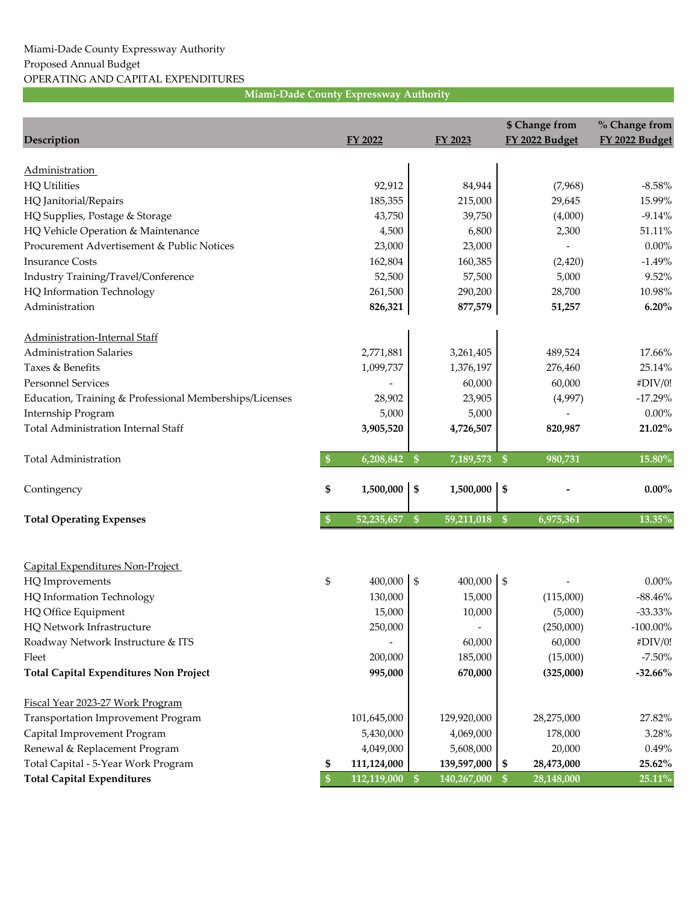Miami-Dade County Expressway Authority
Proposed Annual Budget
OPERATING AND CAPITAL EXPENDITURES

| Miami-Dade County Expressway Authority | | | | |
|---|---|---|---|---|
| **Description** | **FY 2022** | **FY 2023** | **$ Change from FY 2022 Budget** | **% Change from FY 2022 Budget** |
| Administration | | | | |
| HQ Utilities | 92,912 | 84,944 | (7,968) | -8.58% |
| HQ Janitorial/Repairs | 185,355 | 215,000 | 29,645 | 15.99% |
| HQ Supplies, Postage & Storage | 43,750 | 39,750 | (4,000) | -9.14% |
| HQ Vehicle Operation & Maintenance | 4,500 | 6,800 | 2,300 | 51.11% |
| Procurement Advertisement & Public Notices | 23,000 | 23,000 | - | 0.00% |
| Insurance Costs | 162,804 | 160,385 | (2,420) | -1.49% |
| Industry Training/Travel/Conference | 52,500 | 57,500 | 5,000 | 9.52% |
| HQ Information Technology | 261,500 | 290,200 | 28,700 | 10.98% |
| Administration | **826,321** | **877,579** | **51,257** | **6.20%** |
| Administration-Internal Staff | | | | |
| Administration Salaries | 2,771,881 | 3,261,405 | 489,524 | 17.66% |
| Taxes & Benefits | 1,099,737 | 1,376,197 | 276,460 | 25.14% |
| Personnel Services | - | 60,000 | 60,000 | #DIV/0! |
| Education, Training & Professional Memberships/Licenses | 28,902 | 23,905 | (4,997) | -17.29% |
| Internship Program | 5,000 | 5,000 | - | 0.00% |
| Total Administration Internal Staff | **3,905,520** | **4,726,507** | **820,987** | **21.02%** |
| Total Administration | **$ 6,208,842** | **$ 7,189,573** | **$ 980,731** | **15.80%** |
| Contingency | **$ 1,500,000** | **$ 1,500,000** | **$ -** | **0.00%** |
| **Total Operating Expenses** | **$ 52,235,657** | **$ 59,211,018** | **$ 6,975,361** | **13.35%** |
| Capital Expenditures Non-Project | | | | |
| HQ Improvements | $ 400,000 | $ 400,000 | $ - | 0.00% |
| HQ Information Technology | 130,000 | 15,000 | (115,000) | -88.46% |
| HQ Office Equipment | 15,000 | 10,000 | (5,000) | -33.33% |
| HQ Network Infrastructure | 250,000 | - | (250,000) | -100.00% |
| Roadway Network Instructure & ITS | - | 60,000 | 60,000 | #DIV/0! |
| Fleet | 200,000 | 185,000 | (15,000) | -7.50% |
| **Total Capital Expenditures Non Project** | **995,000** | **670,000** | **(325,000)** | **-32.66%** |
| Fiscal Year 2023-27 Work Program | | | | |
| Transportation Improvement Program | 101,645,000 | 129,920,000 | 28,275,000 | 27.82% |
| Capital Improvement Program | 5,430,000 | 4,069,000 | 178,000 | 3.28% |
| Renewal & Replacement Program | 4,049,000 | 5,608,000 | 20,000 | 0.49% |
| Total Capital - 5-Year Work Program | **$ 111,124,000** | **139,597,000** | **$ 28,473,000** | **25.62%** |
| **Total Capital Expenditures** | **$ 112,119,000** | **$ 140,267,000** | **$ 28,148,000** | **25.11%** |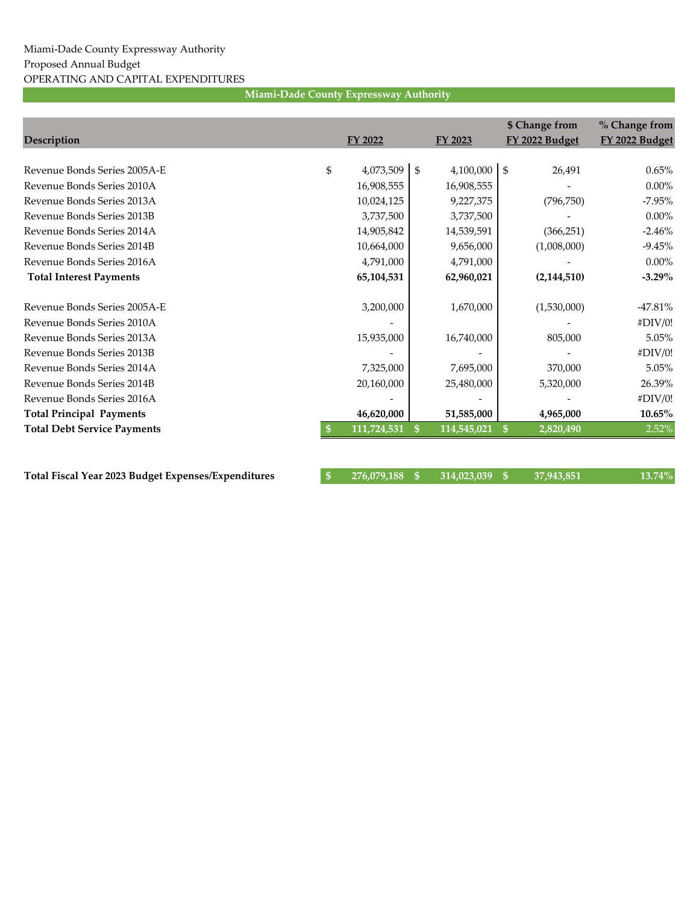Miami-Dade County Expressway Authority

Proposed Annual Budget

OPERATING AND CAPITAL EXPENDITURES

**Miami-Dade County Expressway Authority**

| Description | FY 2022 | FY 2023 | $ Change from FY 2022 Budget | % Change from FY 2022 Budget |
|---|---|---|---|---|
| Revenue Bonds Series 2005A-E | $ 4,073,509 | $ 4,100,000 | $ 26,491 | 0.65% |
| Revenue Bonds Series 2010A | 16,908,555 | 16,908,555 | - | 0.00% |
| Revenue Bonds Series 2013A | 10,024,125 | 9,227,375 | (796,750) | -7.95% |
| Revenue Bonds Series 2013B | 3,737,500 | 3,737,500 | - | 0.00% |
| Revenue Bonds Series 2014A | 14,905,842 | 14,539,591 | (366,251) | -2.46% |
| Revenue Bonds Series 2014B | 10,664,000 | 9,656,000 | (1,008,000) | -9.45% |
| Revenue Bonds Series 2016A | 4,791,000 | 4,791,000 | - | 0.00% |
| **Total Interest Payments** | **65,104,531** | **62,960,021** | **(2,144,510)** | **-3.29%** |
| | | | | |
| Revenue Bonds Series 2005A-E | 3,200,000 | 1,670,000 | (1,530,000) | -47.81% |
| Revenue Bonds Series 2010A | - | | - | #DIV/0! |
| Revenue Bonds Series 2013A | 15,935,000 | 16,740,000 | 805,000 | 5.05% |
| Revenue Bonds Series 2013B | - | - | - | #DIV/0! |
| Revenue Bonds Series 2014A | 7,325,000 | 7,695,000 | 370,000 | 5.05% |
| Revenue Bonds Series 2014B | 20,160,000 | 25,480,000 | 5,320,000 | 26.39% |
| Revenue Bonds Series 2016A | - | - | - | #DIV/0! |
| **Total Principal Payments** | **46,620,000** | **51,585,000** | **4,965,000** | **10.65%** |
| **Total Debt Service Payments** | **$ 111,724,531** | **$ 114,545,021** | **$ 2,820,490** | 2.52% |
| | | | | |
| **Total Fiscal Year 2023 Budget Expenses/Expenditures** | **$ 276,079,188** | **$ 314,023,039** | **$ 37,943,851** | **13.74%** |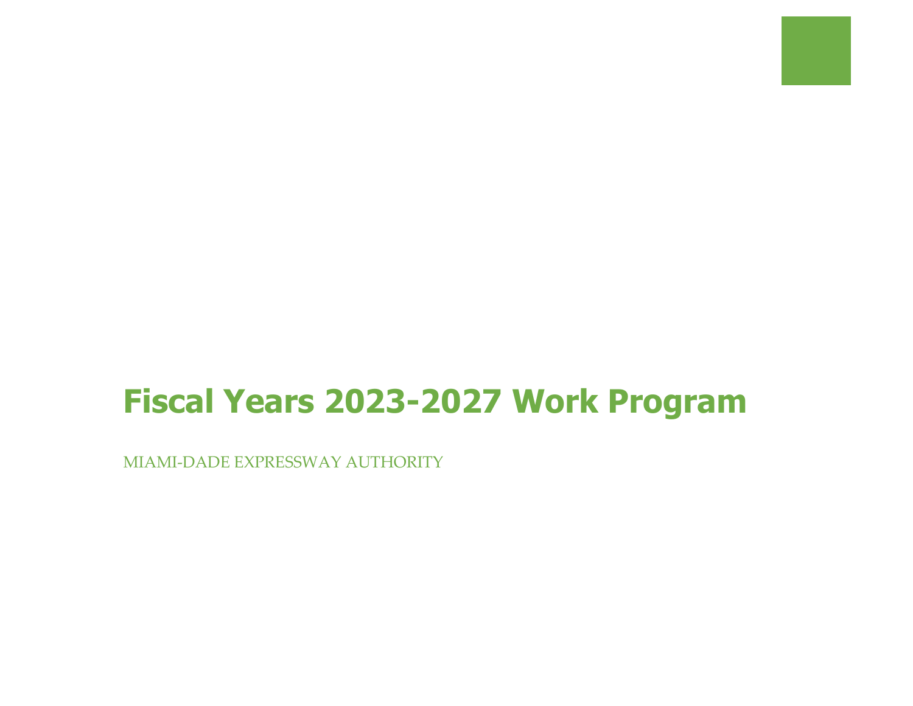# Fiscal Years 2023-2027 Work Program

MIAMI-DADE EXPRESSWAY AUTHORITY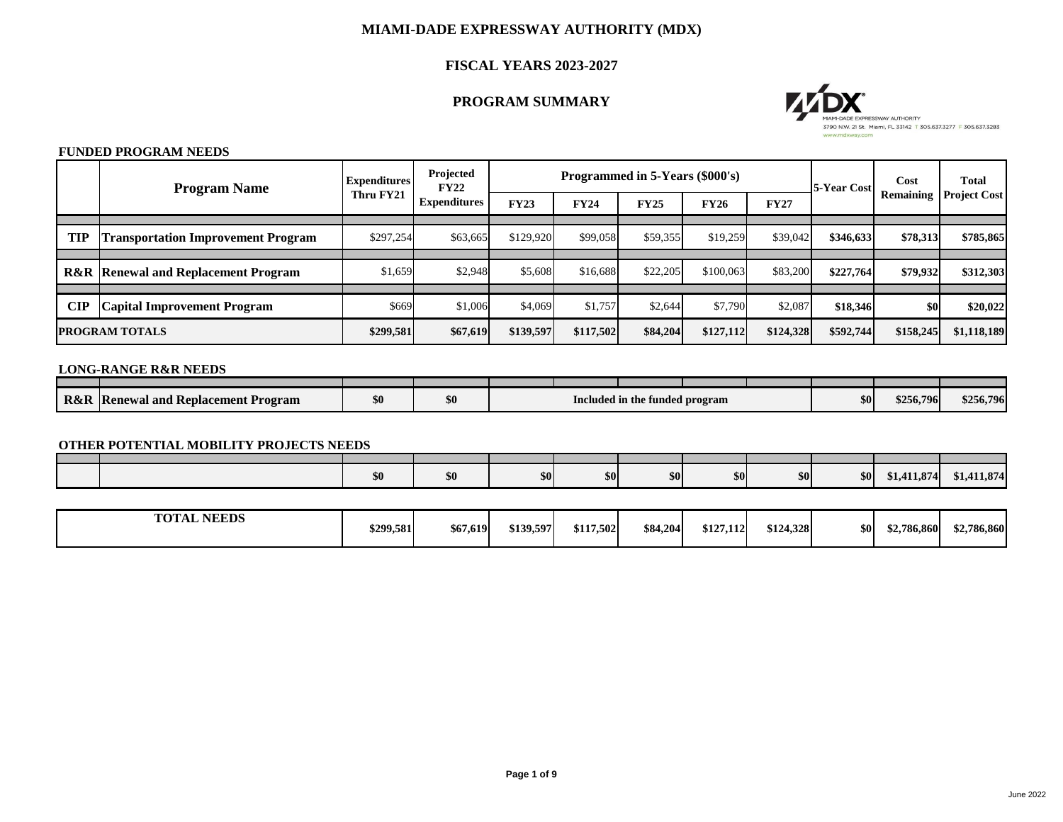# MIAMI-DADE EXPRESSWAY AUTHORITY (MDX)

## FISCAL YEARS 2023-2027

## PROGRAM SUMMARY

MIAMI-DADE EXPRESSWAY AUTHORITY
3790 N.W. 21 St. Miami, FL 33142 T 305.637.3277 F 305.637.3283
www.mdxway.com

### FUNDED PROGRAM NEEDS

| | Program Name | Expenditures Thru FY21 | Projected FY22 Expenditures | Programmed in 5-Years ($000's) | | | | | 5-Year Cost | Cost Remaining | Total Project Cost |
|---|---|---|---|---|---|---|---|---|---|---|---|
| | | | | FY23 | FY24 | FY25 | FY26 | FY27 | | | |
| **TIP** | **Transportation Improvement Program** | $297,254 | $63,665 | $129,920 | $99,058 | $59,355 | $19,259 | $39,042 | **$346,633** | **$78,313** | **$785,865** |
| **R&R** | **Renewal and Replacement Program** | $1,659 | $2,948 | $5,608 | $16,688 | $22,205 | $100,063 | $83,200 | **$227,764** | **$79,932** | **$312,303** |
| **CIP** | **Capital Improvement Program** | $669 | $1,006 | $4,069 | $1,757 | $2,644 | $7,790 | $2,087 | **$18,346** | **$0** | **$20,022** |
| **PROGRAM TOTALS** | | **$299,581** | **$67,619** | **$139,597** | **$117,502** | **$84,204** | **$127,112** | **$124,328** | **$592,744** | **$158,245** | **$1,118,189** |

### LONG-RANGE R&R NEEDS

| | | | | | | | | | | | |
|---|---|---|---|---|---|---|---|---|---|---|---|
| **R&R** | **Renewal and Replacement Program** | **$0** | **$0** | **Included in the funded program** | | | | | **$0** | **$256,796** | **$256,796** |

### OTHER POTENTIAL MOBILITY PROJECTS NEEDS

| | | | | | | | | | | | |
|---|---|---|---|---|---|---|---|---|---|---|---|
| | | **$0** | **$0** | **$0** | **$0** | **$0** | **$0** | **$0** | **$0** | **$1,411,874** | **$1,411,874** |

| | | | | | | | | | | |
|---|---|---|---|---|---|---|---|---|---|---|
| **TOTAL NEEDS** | **$299,581** | **$67,619** | **$139,597** | **$117,502** | **$84,204** | **$127,112** | **$124,328** | **$0** | **$2,786,860** | **$2,786,860** |

June 2022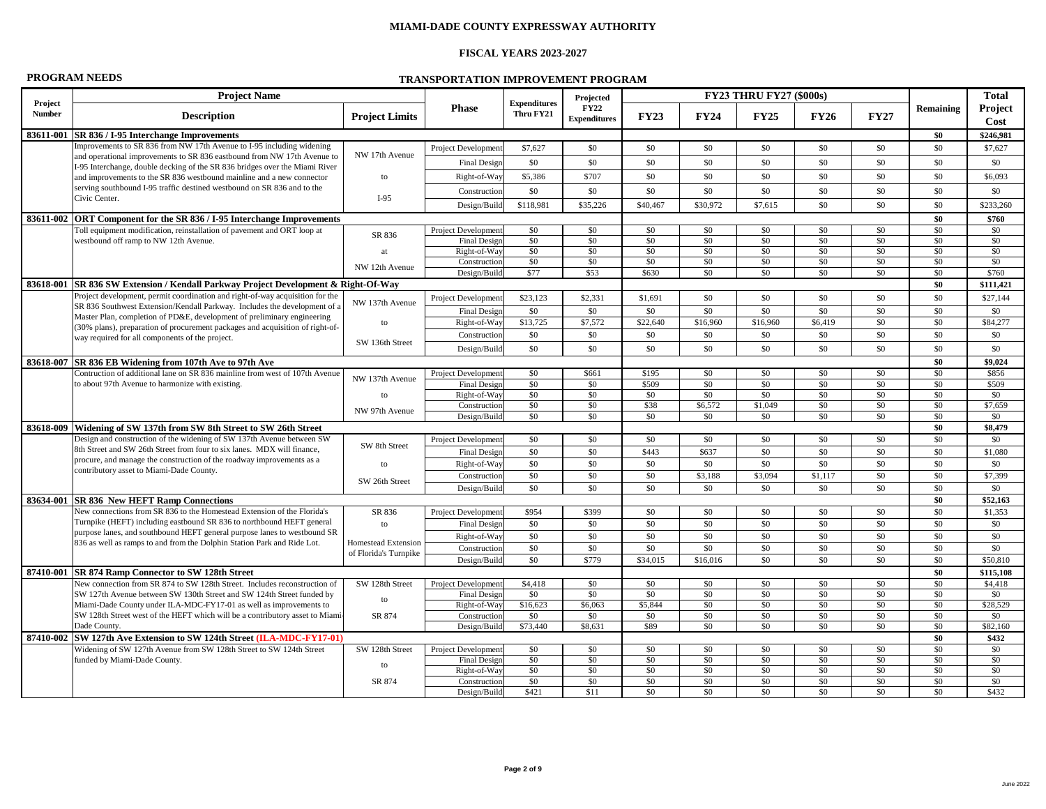# MIAMI-DADE COUNTY EXPRESSWAY AUTHORITY

## FISCAL YEARS 2023-2027

**PROGRAM NEEDS** — **TRANSPORTATION IMPROVEMENT PROGRAM**

| Project Number | Project Name / Description | Project Limits | Phase | Expenditures Thru FY21 | Projected FY22 Expenditures | FY23 THRU FY27 ($000s) FY23 | FY24 | FY25 | FY26 | FY27 | Remaining | Total Project Cost |
|---|---|---|---|---|---|---|---|---|---|---|---|---|
| **83611-001** | **SR 836 / I-95 Interchange Improvements** | | | | | | | | | | **$0** | **$246,981** |
| | Improvements to SR 836 from NW 17th Avenue to I-95 including widening and operational improvements to SR 836 eastbound from NW 17th Avenue to I-95 Interchange, double decking of the SR 836 bridges over the Miami River and improvements to the SR 836 westbound mainline and a new connector serving southbound I-95 traffic destined westbound on SR 836 and to the Civic Center. | NW 17th Avenue to I-95 | Project Development | $7,627 | $0 | $0 | $0 | $0 | $0 | $0 | $0 | $7,627 |
| | | | Final Design | $0 | $0 | $0 | $0 | $0 | $0 | $0 | $0 | $0 |
| | | | Right-of-Way | $5,386 | $707 | $0 | $0 | $0 | $0 | $0 | $0 | $6,093 |
| | | | Construction | $0 | $0 | $0 | $0 | $0 | $0 | $0 | $0 | $0 |
| | | | Design/Build | $118,981 | $35,226 | $40,467 | $30,972 | $7,615 | $0 | $0 | $0 | $233,260 |
| **83611-002** | **ORT Component for the SR 836 / I-95 Interchange Improvements** | | | | | | | | | | **$0** | **$760** |
| | Toll equipment modification, reinstallation of pavement and ORT loop at westbound off ramp to NW 12th Avenue. | SR 836 at NW 12th Avenue | Project Development | $0 | $0 | $0 | $0 | $0 | $0 | $0 | $0 | $0 |
| | | | Final Design | $0 | $0 | $0 | $0 | $0 | $0 | $0 | $0 | $0 |
| | | | Right-of-Way | $0 | $0 | $0 | $0 | $0 | $0 | $0 | $0 | $0 |
| | | | Construction | $0 | $0 | $0 | $0 | $0 | $0 | $0 | $0 | $0 |
| | | | Design/Build | $77 | $53 | $630 | $0 | $0 | $0 | $0 | $0 | $760 |
| **83618-001** | **SR 836 SW Extension / Kendall Parkway Project Development & Right-Of-Way** | | | | | | | | | | **$0** | **$111,421** |
| | Project development, permit coordination and right-of-way acquisition for the SR 836 Southwest Extension/Kendall Parkway. Includes the development of a Master Plan, completion of PD&E, development of preliminary engineering (30% plans), preparation of procurement packages and acquisition of right-of-way required for all components of the project. | NW 137th Avenue to SW 136th Street | Project Development | $23,123 | $2,331 | $1,691 | $0 | $0 | $0 | $0 | $0 | $27,144 |
| | | | Final Design | $0 | $0 | $0 | $0 | $0 | $0 | $0 | $0 | $0 |
| | | | Right-of-Way | $13,725 | $7,572 | $22,640 | $16,960 | $16,960 | $6,419 | $0 | $0 | $84,277 |
| | | | Construction | $0 | $0 | $0 | $0 | $0 | $0 | $0 | $0 | $0 |
| | | | Design/Build | $0 | $0 | $0 | $0 | $0 | $0 | $0 | $0 | $0 |
| **83618-007** | **SR 836 EB Widening from 107th Ave to 97th Ave** | | | | | | | | | | **$0** | **$9,024** |
| | Contruction of additional lane on SR 836 mainline from west of 107th Avenue to about 97th Avenue to harmonize with existing. | NW 137th Avenue to NW 97th Avenue | Project Development | $0 | $661 | $195 | $0 | $0 | $0 | $0 | $0 | $856 |
| | | | Final Design | $0 | $0 | $509 | $0 | $0 | $0 | $0 | $0 | $509 |
| | | | Right-of-Way | $0 | $0 | $0 | $0 | $0 | $0 | $0 | $0 | $0 |
| | | | Construction | $0 | $0 | $38 | $6,572 | $1,049 | $0 | $0 | $0 | $7,659 |
| | | | Design/Build | $0 | $0 | $0 | $0 | $0 | $0 | $0 | $0 | $0 |
| **83618-009** | **Widening of SW 137th from SW 8th Street to SW 26th Street** | | | | | | | | | | **$0** | **$8,479** |
| | Design and construction of the widening of SW 137th Avenue between SW 8th Street and SW 26th Street from four to six lanes. MDX will finance, procure, and manage the construction of the roadway improvements as a contributory asset to Miami-Dade County. | SW 8th Street to SW 26th Street | Project Development | $0 | $0 | $0 | $0 | $0 | $0 | $0 | $0 | $0 |
| | | | Final Design | $0 | $0 | $443 | $637 | $0 | $0 | $0 | $0 | $1,080 |
| | | | Right-of-Way | $0 | $0 | $0 | $0 | $0 | $0 | $0 | $0 | $0 |
| | | | Construction | $0 | $0 | $0 | $3,188 | $3,094 | $1,117 | $0 | $0 | $7,399 |
| | | | Design/Build | $0 | $0 | $0 | $0 | $0 | $0 | $0 | $0 | $0 |
| **83634-001** | **SR 836 New HEFT Ramp Connections** | | | | | | | | | | **$0** | **$52,163** |
| | New connections from SR 836 to the Homestead Extension of the Florida's Turnpike (HEFT) including eastbound SR 836 to northbound HEFT general purpose lanes, and southbound HEFT general purpose lanes to westbound SR 836 as well as ramps to and from the Dolphin Station Park and Ride Lot. | SR 836 to Homestead Extension of Florida's Turnpike | Project Development | $954 | $399 | $0 | $0 | $0 | $0 | $0 | $0 | $1,353 |
| | | | Final Design | $0 | $0 | $0 | $0 | $0 | $0 | $0 | $0 | $0 |
| | | | Right-of-Way | $0 | $0 | $0 | $0 | $0 | $0 | $0 | $0 | $0 |
| | | | Construction | $0 | $0 | $0 | $0 | $0 | $0 | $0 | $0 | $0 |
| | | | Design/Build | $0 | $779 | $34,015 | $16,016 | $0 | $0 | $0 | $0 | $50,810 |
| **87410-001** | **SR 874 Ramp Connector to SW 128th Street** | | | | | | | | | | **$0** | **$115,108** |
| | New connection from SR 874 to SW 128th Street. Includes reconstruction of SW 127th Avenue between SW 130th Street and SW 124th Street funded by Miami-Dade County under ILA-MDC-FY17-01 as well as improvements to SW 128th Street west of the HEFT which will be a contributory asset to Miami-Dade County. | SW 128th Street to SR 874 | Project Development | $4,418 | $0 | $0 | $0 | $0 | $0 | $0 | $0 | $4,418 |
| | | | Final Design | $0 | $0 | $0 | $0 | $0 | $0 | $0 | $0 | $0 |
| | | | Right-of-Way | $16,623 | $6,063 | $5,844 | $0 | $0 | $0 | $0 | $0 | $28,529 |
| | | | Construction | $0 | $0 | $0 | $0 | $0 | $0 | $0 | $0 | $0 |
| | | | Design/Build | $73,440 | $8,631 | $89 | $0 | $0 | $0 | $0 | $0 | $82,160 |
| **87410-002** | **SW 127th Ave Extension to SW 124th Street (ILA-MDC-FY17-01)** | | | | | | | | | | **$0** | **$432** |
| | Widening of SW 127th Avenue from SW 128th Street to SW 124th Street funded by Miami-Dade County. | SW 128th Street to SR 874 | Project Development | $0 | $0 | $0 | $0 | $0 | $0 | $0 | $0 | $0 |
| | | | Final Design | $0 | $0 | $0 | $0 | $0 | $0 | $0 | $0 | $0 |
| | | | Right-of-Way | $0 | $0 | $0 | $0 | $0 | $0 | $0 | $0 | $0 |
| | | | Construction | $0 | $0 | $0 | $0 | $0 | $0 | $0 | $0 | $0 |
| | | | Design/Build | $421 | $11 | $0 | $0 | $0 | $0 | $0 | $0 | $432 |

June 2022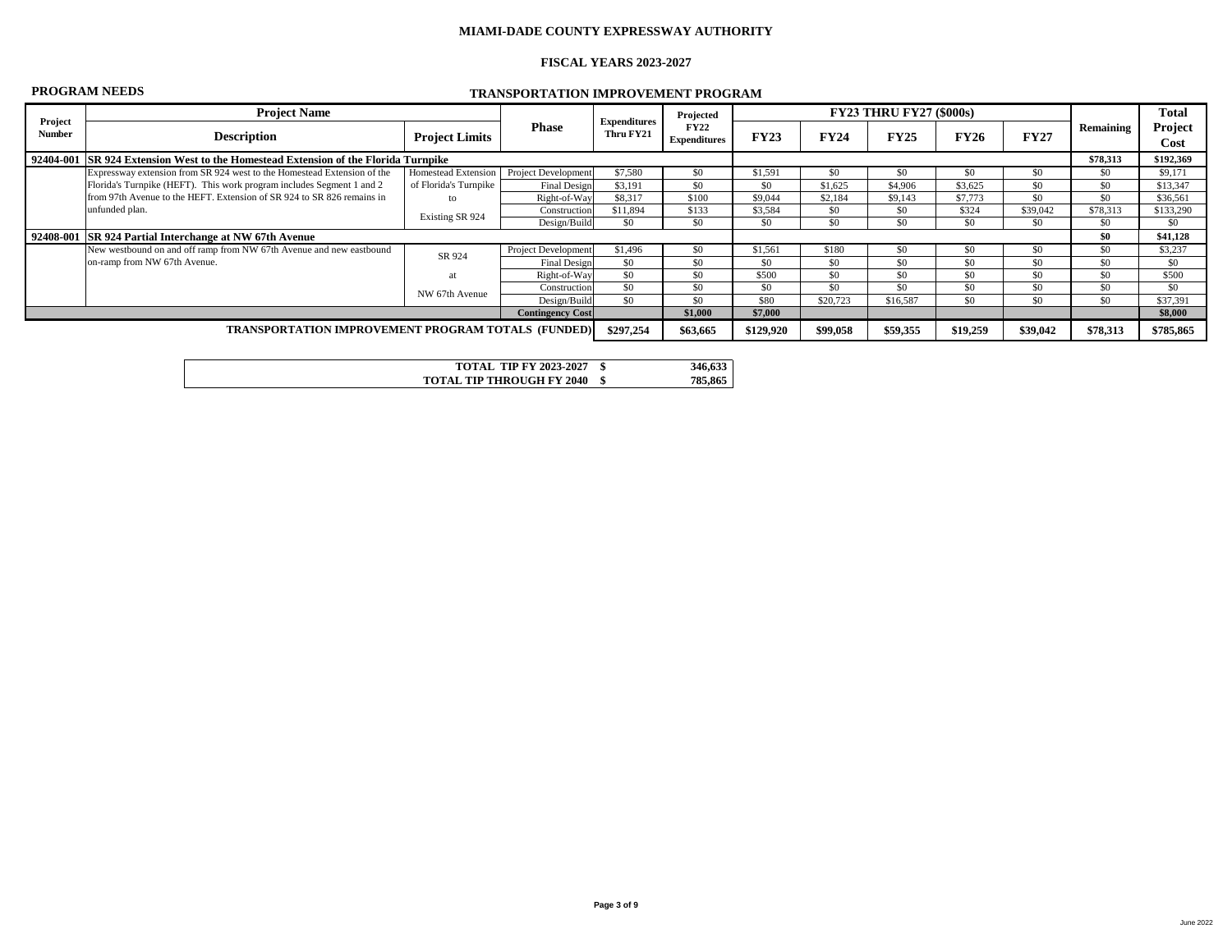**MIAMI-DADE COUNTY EXPRESSWAY AUTHORITY**

**FISCAL YEARS 2023-2027**

**PROGRAM NEEDS**

**TRANSPORTATION IMPROVEMENT PROGRAM**

| Project Number | Project Name / Description | Project Limits | Phase | Expenditures Thru FY21 | Projected FY22 Expenditures | FY23 | FY24 | FY25 | FY26 | FY27 | Remaining | Total Project Cost |
|---|---|---|---|---|---|---|---|---|---|---|---|---|
| | | | | | | FY23 THRU FY27 ($000s) | | | | | | |
| **92404-001** | **SR 924 Extension West to the Homestead Extension of the Florida Turnpike** | | | | | | | | | | **$78,313** | **$192,369** |
| | Expressway extension from SR 924 west to the Homestead Extension of the Florida's Turnpike (HEFT). This work program includes Segment 1 and 2 from 97th Avenue to the HEFT. Extension of SR 924 to SR 826 remains in unfunded plan. | Homestead Extension of Florida's Turnpike to Existing SR 924 | Project Development | $7,580 | $0 | $1,591 | $0 | $0 | $0 | $0 | $0 | $9,171 |
| | | | Final Design | $3,191 | $0 | $0 | $1,625 | $4,906 | $3,625 | $0 | $0 | $13,347 |
| | | | Right-of-Way | $8,317 | $100 | $9,044 | $2,184 | $9,143 | $7,773 | $0 | $0 | $36,561 |
| | | | Construction | $11,894 | $133 | $3,584 | $0 | $0 | $324 | $39,042 | $78,313 | $133,290 |
| | | | Design/Build | $0 | $0 | $0 | $0 | $0 | $0 | $0 | $0 | $0 |
| **92408-001** | **SR 924 Partial Interchange at NW 67th Avenue** | | | | | | | | | | **$0** | **$41,128** |
| | New westbound on and off ramp from NW 67th Avenue and new eastbound on-ramp from NW 67th Avenue. | SR 924 at NW 67th Avenue | Project Development | $1,496 | $0 | $1,561 | $180 | $0 | $0 | $0 | $0 | $3,237 |
| | | | Final Design | $0 | $0 | $0 | $0 | $0 | $0 | $0 | $0 | $0 |
| | | | Right-of-Way | $0 | $0 | $500 | $0 | $0 | $0 | $0 | $0 | $500 |
| | | | Construction | $0 | $0 | $0 | $0 | $0 | $0 | $0 | $0 | $0 |
| | | | Design/Build | $0 | $0 | $80 | $20,723 | $16,587 | $0 | $0 | $0 | $37,391 |
| | | | **Contingency Cost** | | **$1,000** | **$7,000** | | | | | | **$8,000** |
| | **TRANSPORTATION IMPROVEMENT PROGRAM TOTALS (FUNDED)** | | | **$297,254** | **$63,665** | **$129,920** | **$99,058** | **$59,355** | **$19,259** | **$39,042** | **$78,313** | **$785,865** |

| | | |
|---|---|---|
| **TOTAL TIP FY 2023-2027** | **$** | **346,633** |
| **TOTAL TIP THROUGH FY 2040** | **$** | **785,865** |

June 2022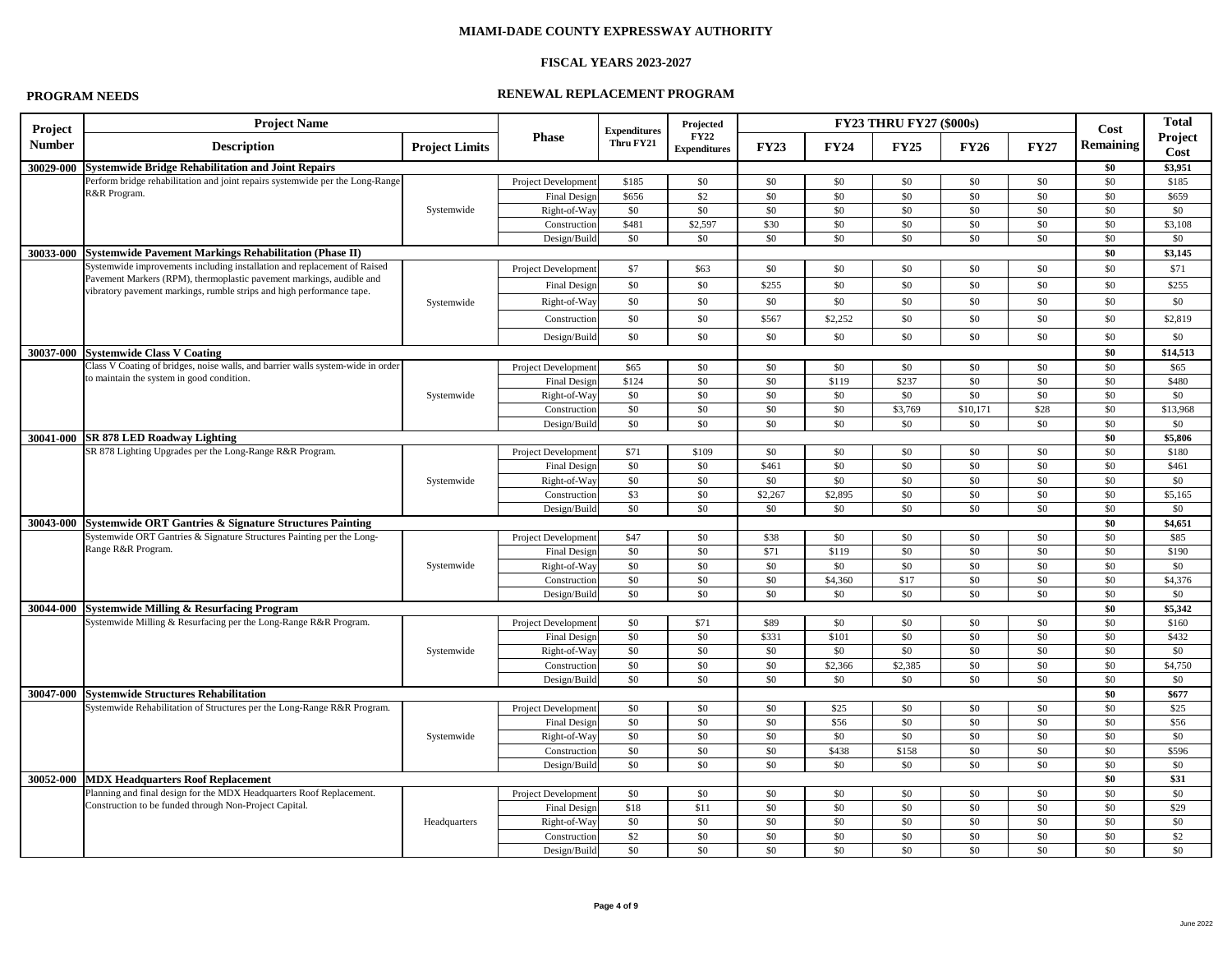**MIAMI-DADE COUNTY EXPRESSWAY AUTHORITY**

**FISCAL YEARS 2023-2027**

**PROGRAM NEEDS**

**RENEWAL REPLACEMENT PROGRAM**

| Project Number | Project Name / Description | Project Limits | Phase | Expenditures Thru FY21 | Projected FY22 Expenditures | FY23 | FY24 | FY25 | FY26 | FY27 | Cost Remaining | Total Project Cost |
|---|---|---|---|---|---|---|---|---|---|---|---|---|
| | | | | | | FY23 THRU FY27 ($000s) | | | | | | |
| **30029-000** | **Systemwide Bridge Rehabilitation and Joint Repairs** | | | | | | | | | | **$0** | **$3,951** |
| | Perform bridge rehabilitation and joint repairs systemwide per the Long-Range R&R Program. | Systemwide | Project Development | $185 | $0 | $0 | $0 | $0 | $0 | $0 | $0 | $185 |
| | | | Final Design | $656 | $2 | $0 | $0 | $0 | $0 | $0 | $0 | $659 |
| | | | Right-of-Way | $0 | $0 | $0 | $0 | $0 | $0 | $0 | $0 | $0 |
| | | | Construction | $481 | $2,597 | $30 | $0 | $0 | $0 | $0 | $0 | $3,108 |
| | | | Design/Build | $0 | $0 | $0 | $0 | $0 | $0 | $0 | $0 | $0 |
| **30033-000** | **Systemwide Pavement Markings Rehabilitation (Phase II)** | | | | | | | | | | **$0** | **$3,145** |
| | Systemwide improvements including installation and replacement of Raised Pavement Markers (RPM), thermoplastic pavement markings, audible and vibratory pavement markings, rumble strips and high performance tape. | Systemwide | Project Development | $7 | $63 | $0 | $0 | $0 | $0 | $0 | $0 | $71 |
| | | | Final Design | $0 | $0 | $255 | $0 | $0 | $0 | $0 | $0 | $255 |
| | | | Right-of-Way | $0 | $0 | $0 | $0 | $0 | $0 | $0 | $0 | $0 |
| | | | Construction | $0 | $0 | $567 | $2,252 | $0 | $0 | $0 | $0 | $2,819 |
| | | | Design/Build | $0 | $0 | $0 | $0 | $0 | $0 | $0 | $0 | $0 |
| **30037-000** | **Systemwide Class V Coating** | | | | | | | | | | **$0** | **$14,513** |
| | Class V Coating of bridges, noise walls, and barrier walls system-wide in order to maintain the system in good condition. | Systemwide | Project Development | $65 | $0 | $0 | $0 | $0 | $0 | $0 | $0 | $65 |
| | | | Final Design | $124 | $0 | $0 | $119 | $237 | $0 | $0 | $0 | $480 |
| | | | Right-of-Way | $0 | $0 | $0 | $0 | $0 | $0 | $0 | $0 | $0 |
| | | | Construction | $0 | $0 | $0 | $0 | $3,769 | $10,171 | $28 | $0 | $13,968 |
| | | | Design/Build | $0 | $0 | $0 | $0 | $0 | $0 | $0 | $0 | $0 |
| **30041-000** | **SR 878 LED Roadway Lighting** | | | | | | | | | | **$0** | **$5,806** |
| | SR 878 Lighting Upgrades per the Long-Range R&R Program. | Systemwide | Project Development | $71 | $109 | $0 | $0 | $0 | $0 | $0 | $0 | $180 |
| | | | Final Design | $0 | $0 | $461 | $0 | $0 | $0 | $0 | $0 | $461 |
| | | | Right-of-Way | $0 | $0 | $0 | $0 | $0 | $0 | $0 | $0 | $0 |
| | | | Construction | $3 | $0 | $2,267 | $2,895 | $0 | $0 | $0 | $0 | $5,165 |
| | | | Design/Build | $0 | $0 | $0 | $0 | $0 | $0 | $0 | $0 | $0 |
| **30043-000** | **Systemwide ORT Gantries & Signature Structures Painting** | | | | | | | | | | **$0** | **$4,651** |
| | Systemwide ORT Gantries & Signature Structures Painting per the Long-Range R&R Program. | Systemwide | Project Development | $47 | $0 | $38 | $0 | $0 | $0 | $0 | $0 | $85 |
| | | | Final Design | $0 | $0 | $71 | $119 | $0 | $0 | $0 | $0 | $190 |
| | | | Right-of-Way | $0 | $0 | $0 | $0 | $0 | $0 | $0 | $0 | $0 |
| | | | Construction | $0 | $0 | $0 | $4,360 | $17 | $0 | $0 | $0 | $4,376 |
| | | | Design/Build | $0 | $0 | $0 | $0 | $0 | $0 | $0 | $0 | $0 |
| **30044-000** | **Systemwide Milling & Resurfacing Program** | | | | | | | | | | **$0** | **$5,342** |
| | Systemwide Milling & Resurfacing per the Long-Range R&R Program. | Systemwide | Project Development | $0 | $71 | $89 | $0 | $0 | $0 | $0 | $0 | $160 |
| | | | Final Design | $0 | $0 | $331 | $101 | $0 | $0 | $0 | $0 | $432 |
| | | | Right-of-Way | $0 | $0 | $0 | $0 | $0 | $0 | $0 | $0 | $0 |
| | | | Construction | $0 | $0 | $0 | $2,366 | $2,385 | $0 | $0 | $0 | $4,750 |
| | | | Design/Build | $0 | $0 | $0 | $0 | $0 | $0 | $0 | $0 | $0 |
| **30047-000** | **Systemwide Structures Rehabilitation** | | | | | | | | | | **$0** | **$677** |
| | Systemwide Rehabilitation of Structures per the Long-Range R&R Program. | Systemwide | Project Development | $0 | $0 | $0 | $25 | $0 | $0 | $0 | $0 | $25 |
| | | | Final Design | $0 | $0 | $0 | $56 | $0 | $0 | $0 | $0 | $56 |
| | | | Right-of-Way | $0 | $0 | $0 | $0 | $0 | $0 | $0 | $0 | $0 |
| | | | Construction | $0 | $0 | $0 | $438 | $158 | $0 | $0 | $0 | $596 |
| | | | Design/Build | $0 | $0 | $0 | $0 | $0 | $0 | $0 | $0 | $0 |
| **30052-000** | **MDX Headquarters Roof Replacement** | | | | | | | | | | **$0** | **$31** |
| | Planning and final design for the MDX Headquarters Roof Replacement. Construction to be funded through Non-Project Capital. | Headquarters | Project Development | $0 | $0 | $0 | $0 | $0 | $0 | $0 | $0 | $0 |
| | | | Final Design | $18 | $11 | $0 | $0 | $0 | $0 | $0 | $0 | $29 |
| | | | Right-of-Way | $0 | $0 | $0 | $0 | $0 | $0 | $0 | $0 | $0 |
| | | | Construction | $2 | $0 | $0 | $0 | $0 | $0 | $0 | $0 | $2 |
| | | | Design/Build | $0 | $0 | $0 | $0 | $0 | $0 | $0 | $0 | $0 |

June 2022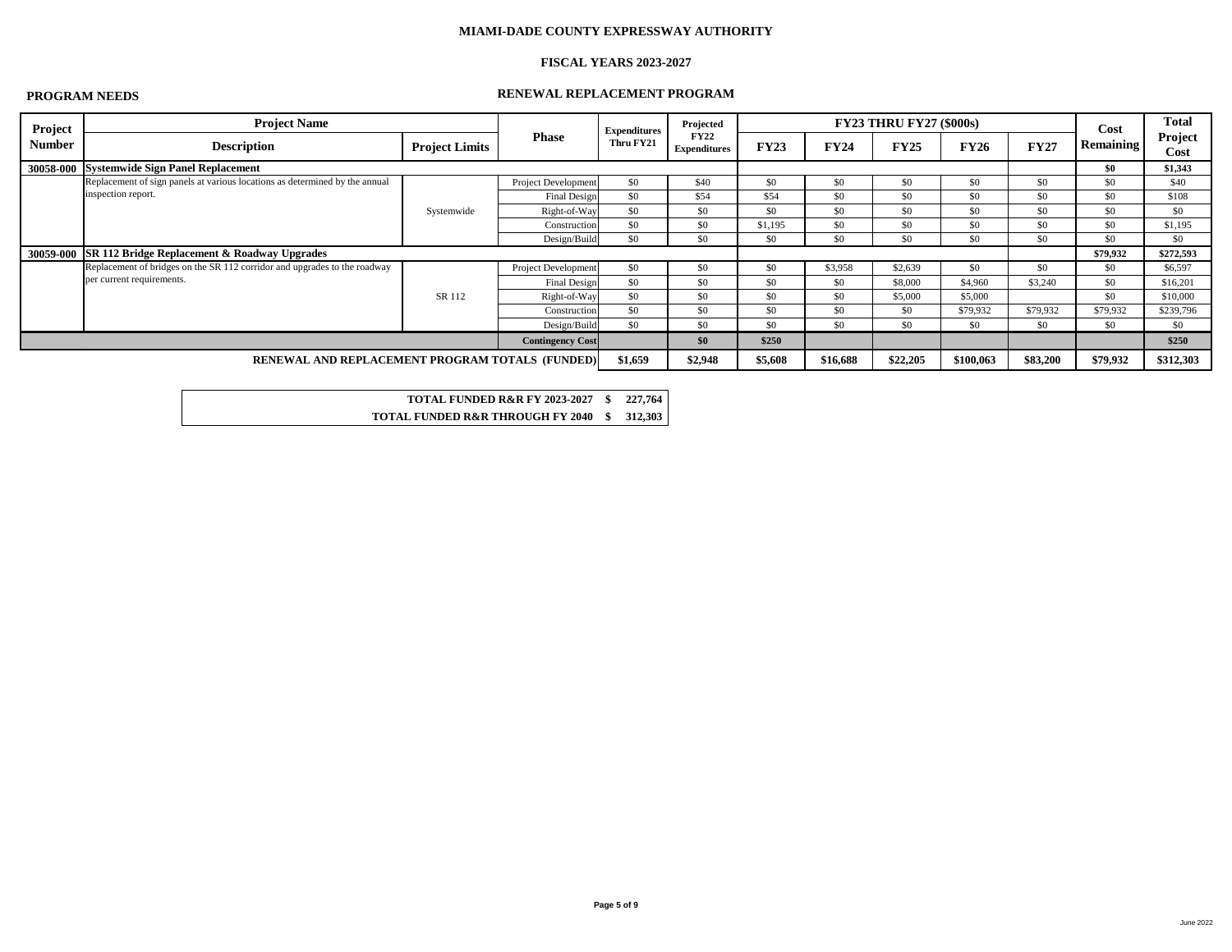# MIAMI-DADE COUNTY EXPRESSWAY AUTHORITY

## FISCAL YEARS 2023-2027

**PROGRAM NEEDS**

**RENEWAL REPLACEMENT PROGRAM**

| Project Number | Project Name / Description | Project Limits | Phase | Expenditures Thru FY21 | Projected FY22 Expenditures | FY23 THRU FY27 ($000s) FY23 | FY24 | FY25 | FY26 | FY27 | Cost Remaining | Total Project Cost |
|---|---|---|---|---|---|---|---|---|---|---|---|---|
| 30058-000 | **Systemwide Sign Panel Replacement** | | | | | | | | | | **$0** | **$1,343** |
| | Replacement of sign panels at various locations as determined by the annual inspection report. | Systemwide | Project Development | $0 | $40 | $0 | $0 | $0 | $0 | $0 | $0 | $40 |
| | | | Final Design | $0 | $54 | $54 | $0 | $0 | $0 | $0 | $0 | $108 |
| | | | Right-of-Way | $0 | $0 | $0 | $0 | $0 | $0 | $0 | $0 | $0 |
| | | | Construction | $0 | $0 | $1,195 | $0 | $0 | $0 | $0 | $0 | $1,195 |
| | | | Design/Build | $0 | $0 | $0 | $0 | $0 | $0 | $0 | $0 | $0 |
| 30059-000 | **SR 112 Bridge Replacement & Roadway Upgrades** | | | | | | | | | | **$79,932** | **$272,593** |
| | Replacement of bridges on the SR 112 corridor and upgrades to the roadway per current requirements. | SR 112 | Project Development | $0 | $0 | $0 | $3,958 | $2,639 | $0 | $0 | $0 | $6,597 |
| | | | Final Design | $0 | $0 | $0 | $0 | $8,000 | $4,960 | $3,240 | $0 | $16,201 |
| | | | Right-of-Way | $0 | $0 | $0 | $0 | $5,000 | $5,000 | | $0 | $10,000 |
| | | | Construction | $0 | $0 | $0 | $0 | $0 | $79,932 | $79,932 | $79,932 | $239,796 |
| | | | Design/Build | $0 | $0 | $0 | $0 | $0 | $0 | $0 | $0 | $0 |
| | | | **Contingency Cost** | | **$0** | **$250** | | | | | | **$250** |
| | **RENEWAL AND REPLACEMENT PROGRAM TOTALS (FUNDED)** | | | **$1,659** | **$2,948** | **$5,608** | **$16,688** | **$22,205** | **$100,063** | **$83,200** | **$79,932** | **$312,303** |

| | | |
|---|---|---|
| **TOTAL FUNDED R&R FY 2023-2027** | **$** | **227,764** |
| **TOTAL FUNDED R&R THROUGH FY 2040** | **$** | **312,303** |

June 2022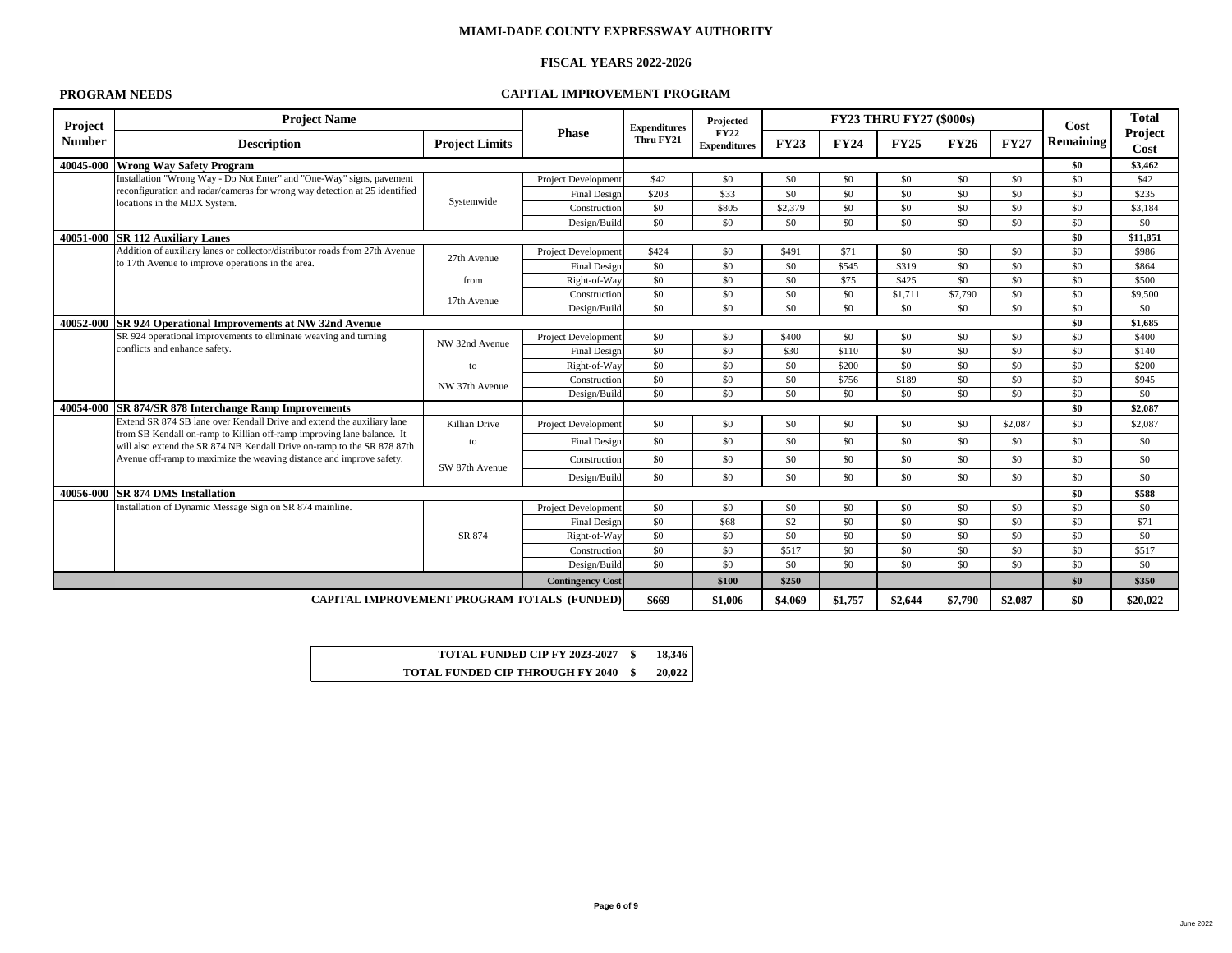**MIAMI-DADE COUNTY EXPRESSWAY AUTHORITY**

**FISCAL YEARS 2022-2026**

**PROGRAM NEEDS** — **CAPITAL IMPROVEMENT PROGRAM**

| Project Number | Project Name / Description | Project Limits | Phase | Expenditures Thru FY21 | Projected FY22 Expenditures | FY23 THRU FY27 ($000s) FY23 | FY24 | FY25 | FY26 | FY27 | Cost Remaining | Total Project Cost |
|---|---|---|---|---|---|---|---|---|---|---|---|---|
| **40045-000** | **Wrong Way Safety Program** | | | | | | | | | | **$0** | **$3,462** |
| | Installation "Wrong Way - Do Not Enter" and "One-Way" signs, pavement reconfiguration and radar/cameras for wrong way detection at 25 identified locations in the MDX System. | Systemwide | Project Development | $42 | $0 | $0 | $0 | $0 | $0 | $0 | $0 | $42 |
| | | | Final Design | $203 | $33 | $0 | $0 | $0 | $0 | $0 | $0 | $235 |
| | | | Construction | $0 | $805 | $2,379 | $0 | $0 | $0 | $0 | $0 | $3,184 |
| | | | Design/Build | $0 | $0 | $0 | $0 | $0 | $0 | $0 | $0 | $0 |
| **40051-000** | **SR 112 Auxiliary Lanes** | | | | | | | | | | **$0** | **$11,851** |
| | Addition of auxiliary lanes or collector/distributor roads from 27th Avenue to 17th Avenue to improve operations in the area. | 27th Avenue from 17th Avenue | Project Development | $424 | $0 | $491 | $71 | $0 | $0 | $0 | $0 | $986 |
| | | | Final Design | $0 | $0 | $0 | $545 | $319 | $0 | $0 | $0 | $864 |
| | | | Right-of-Way | $0 | $0 | $0 | $75 | $425 | $0 | $0 | $0 | $500 |
| | | | Construction | $0 | $0 | $0 | $0 | $1,711 | $7,790 | $0 | $0 | $9,500 |
| | | | Design/Build | $0 | $0 | $0 | $0 | $0 | $0 | $0 | $0 | $0 |
| **40052-000** | **SR 924 Operational Improvements at NW 32nd Avenue** | | | | | | | | | | **$0** | **$1,685** |
| | SR 924 operational improvements to eliminate weaving and turning conflicts and enhance safety. | NW 32nd Avenue to NW 37th Avenue | Project Development | $0 | $0 | $400 | $0 | $0 | $0 | $0 | $0 | $400 |
| | | | Final Design | $0 | $0 | $30 | $110 | $0 | $0 | $0 | $0 | $140 |
| | | | Right-of-Way | $0 | $0 | $0 | $200 | $0 | $0 | $0 | $0 | $200 |
| | | | Construction | $0 | $0 | $0 | $756 | $189 | $0 | $0 | $0 | $945 |
| | | | Design/Build | $0 | $0 | $0 | $0 | $0 | $0 | $0 | $0 | $0 |
| **40054-000** | **SR 874/SR 878 Interchange Ramp Improvements** | | | | | | | | | | **$0** | **$2,087** |
| | Extend SR 874 SB lane over Kendall Drive and extend the auxiliary lane from SB Kendall on-ramp to Killian off-ramp improving lane balance. It will also extend the SR 874 NB Kendall Drive on-ramp to the SR 878 87th Avenue off-ramp to maximize the weaving distance and improve safety. | Killian Drive to SW 87th Avenue | Project Development | $0 | $0 | $0 | $0 | $0 | $0 | $2,087 | $0 | $2,087 |
| | | | Final Design | $0 | $0 | $0 | $0 | $0 | $0 | $0 | $0 | $0 |
| | | | Construction | $0 | $0 | $0 | $0 | $0 | $0 | $0 | $0 | $0 |
| | | | Design/Build | $0 | $0 | $0 | $0 | $0 | $0 | $0 | $0 | $0 |
| **40056-000** | **SR 874 DMS Installation** | | | | | | | | | | **$0** | **$588** |
| | Installation of Dynamic Message Sign on SR 874 mainline. | SR 874 | Project Development | $0 | $0 | $0 | $0 | $0 | $0 | $0 | $0 | $0 |
| | | | Final Design | $0 | $68 | $2 | $0 | $0 | $0 | $0 | $0 | $71 |
| | | | Right-of-Way | $0 | $0 | $0 | $0 | $0 | $0 | $0 | $0 | $0 |
| | | | Construction | $0 | $0 | $517 | $0 | $0 | $0 | $0 | $0 | $517 |
| | | | Design/Build | $0 | $0 | $0 | $0 | $0 | $0 | $0 | $0 | $0 |
| | | | **Contingency Cost** | | **$100** | **$250** | | | | | **$0** | **$350** |
| | **CAPITAL IMPROVEMENT PROGRAM TOTALS (FUNDED)** | | | **$669** | **$1,006** | **$4,069** | **$1,757** | **$2,644** | **$7,790** | **$2,087** | **$0** | **$20,022** |

| | | |
|---|---|---|
| **TOTAL FUNDED CIP FY 2023-2027** | **$** | **18,346** |
| **TOTAL FUNDED CIP THROUGH FY 2040** | **$** | **20,022** |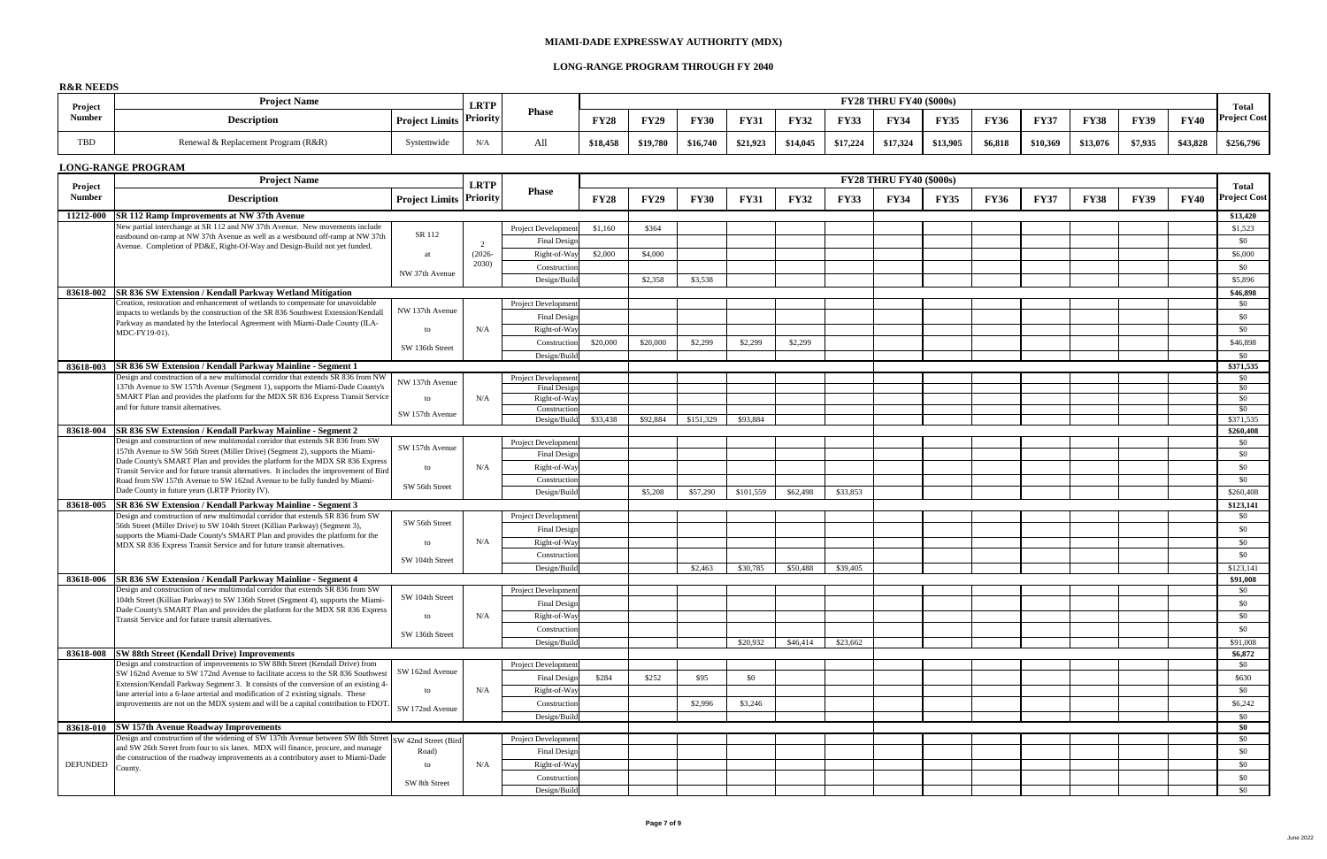# MIAMI-DADE EXPRESSWAY AUTHORITY (MDX)

## LONG-RANGE PROGRAM THROUGH FY 2040

### R&R NEEDS

| Project Number | Project Name / Description | Project Limits | LRTP Priority | Phase | FY28 | FY29 | FY30 | FY31 | FY32 | FY33 | FY34 | FY35 | FY36 | FY37 | FY38 | FY39 | FY40 | Total Project Cost |
|---|---|---|---|---|---|---|---|---|---|---|---|---|---|---|---|---|---|---|
| TBD | Renewal & Replacement Program (R&R) | Systemwide | N/A | All | $18,458 | $19,780 | $16,740 | $21,923 | $14,045 | $17,224 | $17,324 | $13,905 | $6,818 | $10,369 | $13,076 | $7,935 | $43,828 | $256,796 |

FY28 THRU FY40 ($000s)

### LONG-RANGE PROGRAM

| Project Number | Project Name / Description | Project Limits | LRTP Priority | Phase | FY28 | FY29 | FY30 | FY31 | FY32 | FY33 | FY34 | FY35 | FY36 | FY37 | FY38 | FY39 | FY40 | Total Project Cost |
|---|---|---|---|---|---|---|---|---|---|---|---|---|---|---|---|---|---|---|
| 11212-000 | **SR 112 Ramp Improvements at NW 37th Avenue** | | | | | | | | | | | | | | | | | **$13,420** |
| | New partial interchange at SR 112 and NW 37th Avenue. New movements include eastbound on-ramp at NW 37th Avenue as well as a westbound off-ramp at NW 37th Avenue. Completion of PD&E, Right-Of-Way and Design-Build not yet funded. | SR 112 at NW 37th Avenue | 2 (2026-2030) | Project Development | $1,160 | $364 | | | | | | | | | | | | $1,523 |
| | | | | Final Design | | | | | | | | | | | | | | $0 |
| | | | | Right-of-Way | $2,000 | $4,000 | | | | | | | | | | | | $6,000 |
| | | | | Construction | | | | | | | | | | | | | | $0 |
| | | | | Design/Build | | $2,358 | $3,538 | | | | | | | | | | | $5,896 |
| 83618-002 | **SR 836 SW Extension / Kendall Parkway Wetland Mitigation** | | | | | | | | | | | | | | | | | **$46,898** |
| | Creation, restoration and enhancement of wetlands to compensate for unavoidable impacts to wetlands by the construction of the SR 836 Southwest Extension/Kendall Parkway as mandated by the Interlocal Agreement with Miami-Dade County (ILA-MDC-FY19-01). | NW 137th Avenue to SW 136th Street | N/A | Project Development | | | | | | | | | | | | | | $0 |
| | | | | Final Design | | | | | | | | | | | | | | $0 |
| | | | | Right-of-Way | | | | | | | | | | | | | | $0 |
| | | | | Construction | $20,000 | $20,000 | $2,299 | $2,299 | $2,299 | | | | | | | | | $46,898 |
| | | | | Design/Build | | | | | | | | | | | | | | $0 |
| 83618-003 | **SR 836 SW Extension / Kendall Parkway Mainline - Segment 1** | | | | | | | | | | | | | | | | | **$371,535** |
| | Design and construction of a new multimodal corridor that extends SR 836 from NW 137th Avenue to SW 157th Avenue (Segment 1), supports the Miami-Dade County's SMART Plan and provides the platform for the MDX SR 836 Express Transit Service and for future transit alternatives. | NW 137th Avenue to SW 157th Avenue | N/A | Project Development | | | | | | | | | | | | | | $0 |
| | | | | Final Design | | | | | | | | | | | | | | $0 |
| | | | | Right-of-Way | | | | | | | | | | | | | | $0 |
| | | | | Construction | | | | | | | | | | | | | | $0 |
| | | | | Design/Build | $33,438 | $92,884 | $151,329 | $93,884 | | | | | | | | | | $371,535 |
| 83618-004 | **SR 836 SW Extension / Kendall Parkway Mainline - Segment 2** | | | | | | | | | | | | | | | | | **$260,408** |
| | Design and construction of new multimodal corridor that extends SR 836 from SW 157th Avenue to SW 56th Street (Miller Drive) (Segment 2), supports the Miami-Dade County's SMART Plan and provides the platform for the MDX SR 836 Express Transit Service and for future transit alternatives. It includes the improvement of Bird Road from SW 157th Avenue to SW 162nd Avenue to be fully funded by Miami-Dade County in future years (LRTP Priority IV). | SW 157th Avenue to SW 56th Street | N/A | Project Development | | | | | | | | | | | | | | $0 |
| | | | | Final Design | | | | | | | | | | | | | | $0 |
| | | | | Right-of-Way | | | | | | | | | | | | | | $0 |
| | | | | Construction | | | | | | | | | | | | | | $0 |
| | | | | Design/Build | | $5,208 | $57,290 | $101,559 | $62,498 | $33,853 | | | | | | | | $260,408 |
| 83618-005 | **SR 836 SW Extension / Kendall Parkway Mainline - Segment 3** | | | | | | | | | | | | | | | | | **$123,141** |
| | Design and construction of new multimodal corridor that extends SR 836 from SW 56th Street (Miller Drive) to SW 104th Street (Killian Parkway) (Segment 3), supports the Miami-Dade County's SMART Plan and provides the platform for the MDX SR 836 Express Transit Service and for future transit alternatives. | SW 56th Street to SW 104th Street | N/A | Project Development | | | | | | | | | | | | | | $0 |
| | | | | Final Design | | | | | | | | | | | | | | $0 |
| | | | | Right-of-Way | | | | | | | | | | | | | | $0 |
| | | | | Construction | | | | | | | | | | | | | | $0 |
| | | | | Design/Build | | | $2,463 | $30,785 | $50,488 | $39,405 | | | | | | | | $123,141 |
| 83618-006 | **SR 836 SW Extension / Kendall Parkway Mainline - Segment 4** | | | | | | | | | | | | | | | | | **$91,008** |
| | Design and construction of new multimodal corridor that extends SR 836 from SW 104th Street (Killian Parkway) to SW 136th Street (Segment 4), supports the Miami-Dade County's SMART Plan and provides the platform for the MDX SR 836 Express Transit Service and for future transit alternatives. | SW 104th Street to SW 136th Street | N/A | Project Development | | | | | | | | | | | | | | $0 |
| | | | | Final Design | | | | | | | | | | | | | | $0 |
| | | | | Right-of-Way | | | | | | | | | | | | | | $0 |
| | | | | Construction | | | | | | | | | | | | | | $0 |
| | | | | Design/Build | | | | $20,932 | $46,414 | $23,662 | | | | | | | | $91,008 |
| 83618-008 | **SW 88th Street (Kendall Drive) Improvements** | | | | | | | | | | | | | | | | | **$6,872** |
| | Design and construction of improvements to SW 88th Street (Kendall Drive) from SW 162nd Avenue to SW 172nd Avenue to facilitate access to the SR 836 Southwest Extension/Kendall Parkway Segment 3. It consists of the conversion of an existing 4-lane arterial into a 6-lane arterial and modification of 2 existing signals. These improvements are not on the MDX system and will be a capital contribution to FDOT. | SW 162nd Avenue to SW 172nd Avenue | N/A | Project Development | | | | | | | | | | | | | | $0 |
| | | | | Final Design | $284 | $252 | $95 | $0 | | | | | | | | | | $630 |
| | | | | Right-of-Way | | | | | | | | | | | | | | $0 |
| | | | | Construction | | | $2,996 | $3,246 | | | | | | | | | | $6,242 |
| | | | | Design/Build | | | | | | | | | | | | | | $0 |
| 83618-010 | **SW 157th Avenue Roadway Improvements** | | | | | | | | | | | | | | | | | **$0** |
| DEFUNDED | Design and construction of the widening of SW 137th Avenue between SW 8th Street and SW 26th Street from four to six lanes. MDX will finance, procure, and manage the construction of the roadway improvements as a contributory asset to Miami-Dade County. | SW 42nd Street (Bird Road) to SW 8th Street | N/A | Project Development | | | | | | | | | | | | | | $0 |
| | | | | Final Design | | | | | | | | | | | | | | $0 |
| | | | | Right-of-Way | | | | | | | | | | | | | | $0 |
| | | | | Construction | | | | | | | | | | | | | | $0 |
| | | | | Design/Build | | | | | | | | | | | | | | $0 |

FY28 THRU FY40 ($000s)

June 2022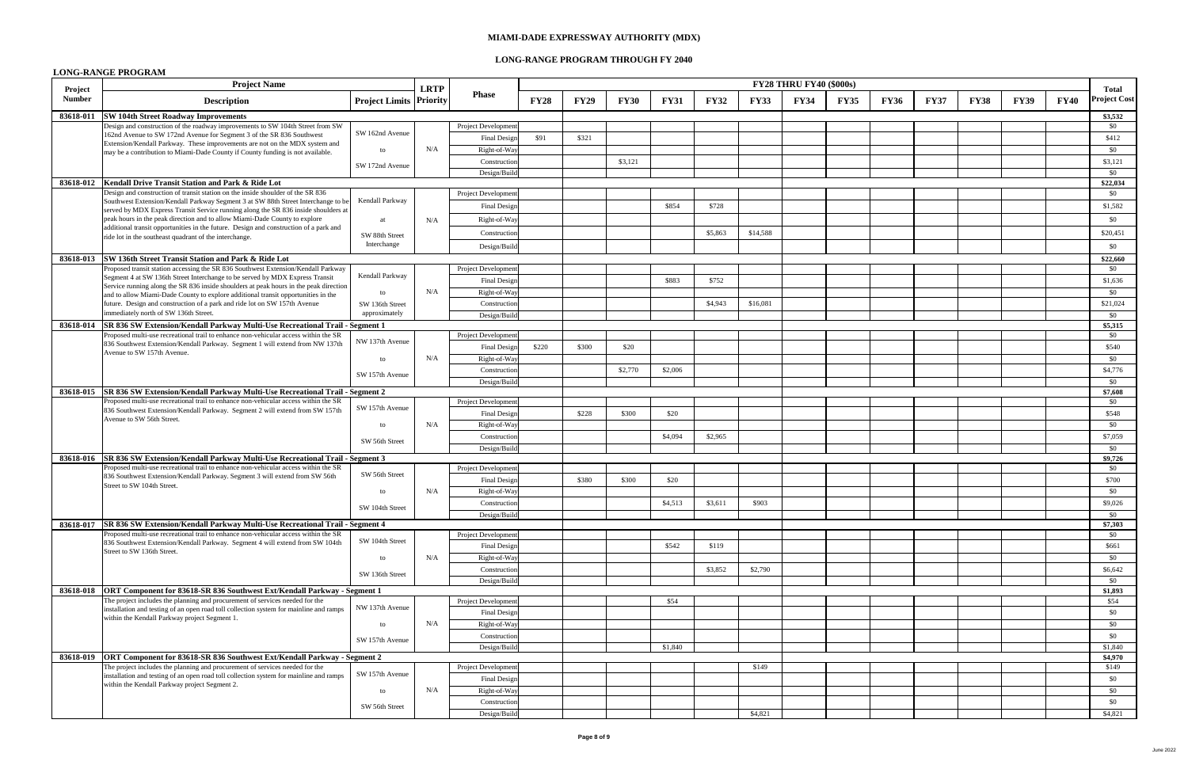# MIAMI-DADE EXPRESSWAY AUTHORITY (MDX)

## LONG-RANGE PROGRAM THROUGH FY 2040

### LONG-RANGE PROGRAM

| Project Number | Project Name / Description | Project Limits | LRTP Priority | Phase | FY28 | FY29 | FY30 | FY31 | FY32 | FY33 | FY34 | FY35 | FY36 | FY37 | FY38 | FY39 | FY40 | Total Project Cost |
|---|---|---|---|---|---|---|---|---|---|---|---|---|---|---|---|---|---|---|
| | | | | | FY28 THRU FY40 ($000s) | | | | | | | | | | | | | |
| 83618-011 | **SW 104th Street Roadway Improvements** | | | | | | | | | | | | | | | | | $3,532 |
| | Design and construction of the roadway improvements to SW 104th Street from SW 162nd Avenue to SW 172nd Avenue for Segment 3 of the SR 836 Southwest Extension/Kendall Parkway. These improvements are not on the MDX system and may be a contribution to Miami-Dade County if County funding is not available. | SW 162nd Avenue to SW 172nd Avenue | N/A | Project Development | | | | | | | | | | | | | | $0 |
| | | | | Final Design | $91 | $321 | | | | | | | | | | | | $412 |
| | | | | Right-of-Way | | | | | | | | | | | | | | $0 |
| | | | | Construction | | | $3,121 | | | | | | | | | | | $3,121 |
| | | | | Design/Build | | | | | | | | | | | | | | $0 |
| 83618-012 | **Kendall Drive Transit Station and Park & Ride Lot** | | | | | | | | | | | | | | | | | $22,034 |
| | Design and construction of transit station on the inside shoulder of the SR 836 Southwest Extension/Kendall Parkway Segment 3 at SW 88th Street Interchange to be served by MDX Express Transit Service running along the SR 836 inside shoulders at peak hours in the peak direction and to allow Miami-Dade County to explore additional transit opportunities in the future. Design and construction of a park and ride lot in the southeast quadrant of the interchange. | Kendall Parkway at SW 88th Street Interchange | N/A | Project Development | | | | | | | | | | | | | | $0 |
| | | | | Final Design | | | | $854 | $728 | | | | | | | | | $1,582 |
| | | | | Right-of-Way | | | | | | | | | | | | | | $0 |
| | | | | Construction | | | | | $5,863 | $14,588 | | | | | | | | $20,451 |
| | | | | Design/Build | | | | | | | | | | | | | | $0 |
| 83618-013 | **SW 136th Street Transit Station and Park & Ride Lot** | | | | | | | | | | | | | | | | | $22,660 |
| | Proposed transit station accessing the SR 836 Southwest Extension/Kendall Parkway Segment 4 at SW 136th Street Interchange to be served by MDX Express Transit Service running along the SR 836 inside shoulders at peak hours in the peak direction and to allow Miami-Dade County to explore additional transit opportunities in the future. Design and construction of a park and ride lot on SW 157th Avenue immediately north of SW 136th Street. | Kendall Parkway to SW 136th Street approximately | N/A | Project Development | | | | | | | | | | | | | | $0 |
| | | | | Final Design | | | | $883 | $752 | | | | | | | | | $1,636 |
| | | | | Right-of-Way | | | | | | | | | | | | | | $0 |
| | | | | Construction | | | | | $4,943 | $16,081 | | | | | | | | $21,024 |
| | | | | Design/Build | | | | | | | | | | | | | | $0 |
| 83618-014 | **SR 836 SW Extension/Kendall Parkway Multi-Use Recreational Trail - Segment 1** | | | | | | | | | | | | | | | | | $5,315 |
| | Proposed multi-use recreational trail to enhance non-vehicular access within the SR 836 Southwest Extension/Kendall Parkway. Segment 1 will extend from NW 137th Avenue to SW 157th Avenue. | NW 137th Avenue to SW 157th Avenue | N/A | Project Development | | | | | | | | | | | | | | $0 |
| | | | | Final Design | $220 | $300 | $20 | | | | | | | | | | | $540 |
| | | | | Right-of-Way | | | | | | | | | | | | | | $0 |
| | | | | Construction | | | $2,770 | $2,006 | | | | | | | | | | $4,776 |
| | | | | Design/Build | | | | | | | | | | | | | | $0 |
| 83618-015 | **SR 836 SW Extension/Kendall Parkway Multi-Use Recreational Trail - Segment 2** | | | | | | | | | | | | | | | | | $7,608 |
| | Proposed multi-use recreational trail to enhance non-vehicular access within the SR 836 Southwest Extension/Kendall Parkway. Segment 2 will extend from SW 157th Avenue to SW 56th Street. | SW 157th Avenue to SW 56th Street | N/A | Project Development | | | | | | | | | | | | | | $0 |
| | | | | Final Design | | $228 | $300 | $20 | | | | | | | | | | $548 |
| | | | | Right-of-Way | | | | | | | | | | | | | | $0 |
| | | | | Construction | | | | $4,094 | $2,965 | | | | | | | | | $7,059 |
| | | | | Design/Build | | | | | | | | | | | | | | $0 |
| 83618-016 | **SR 836 SW Extension/Kendall Parkway Multi-Use Recreational Trail - Segment 3** | | | | | | | | | | | | | | | | | $9,726 |
| | Proposed multi-use recreational trail to enhance non-vehicular access within the SR 836 Southwest Extension/Kendall Parkway. Segment 3 will extend from SW 56th Street to SW 104th Street. | SW 56th Street to SW 104th Street | N/A | Project Development | | | | | | | | | | | | | | $0 |
| | | | | Final Design | | $380 | $300 | $20 | | | | | | | | | | $700 |
| | | | | Right-of-Way | | | | | | | | | | | | | | $0 |
| | | | | Construction | | | | $4,513 | $3,611 | $903 | | | | | | | | $9,026 |
| | | | | Design/Build | | | | | | | | | | | | | | $0 |
| 83618-017 | **SR 836 SW Extension/Kendall Parkway Multi-Use Recreational Trail - Segment 4** | | | | | | | | | | | | | | | | | $7,303 |
| | Proposed multi-use recreational trail to enhance non-vehicular access within the SR 836 Southwest Extension/Kendall Parkway. Segment 4 will extend from SW 104th Street to SW 136th Street. | SW 104th Street to SW 136th Street | N/A | Project Development | | | | | | | | | | | | | | $0 |
| | | | | Final Design | | | | $542 | $119 | | | | | | | | | $661 |
| | | | | Right-of-Way | | | | | | | | | | | | | | $0 |
| | | | | Construction | | | | | $3,852 | $2,790 | | | | | | | | $6,642 |
| | | | | Design/Build | | | | | | | | | | | | | | $0 |
| 83618-018 | **ORT Component for 83618-SR 836 Southwest Ext/Kendall Parkway - Segment 1** | | | | | | | | | | | | | | | | | $1,893 |
| | The project includes the planning and procurement of services needed for the installation and testing of an open road toll collection system for mainline and ramps within the Kendall Parkway project Segment 1. | NW 137th Avenue to SW 157th Avenue | N/A | Project Development | | | | $54 | | | | | | | | | | $54 |
| | | | | Final Design | | | | | | | | | | | | | | $0 |
| | | | | Right-of-Way | | | | | | | | | | | | | | $0 |
| | | | | Construction | | | | | | | | | | | | | | $0 |
| | | | | Design/Build | | | | $1,840 | | | | | | | | | | $1,840 |
| 83618-019 | **ORT Component for 83618-SR 836 Southwest Ext/Kendall Parkway - Segment 2** | | | | | | | | | | | | | | | | | $4,970 |
| | The project includes the planning and procurement of services needed for the installation and testing of an open road toll collection system for mainline and ramps within the Kendall Parkway project Segment 2. | SW 157th Avenue to SW 56th Street | N/A | Project Development | | | | | | $149 | | | | | | | | $149 |
| | | | | Final Design | | | | | | | | | | | | | | $0 |
| | | | | Right-of-Way | | | | | | | | | | | | | | $0 |
| | | | | Construction | | | | | | | | | | | | | | $0 |
| | | | | Design/Build | | | | | | $4,821 | | | | | | | | $4,821 |

June 2022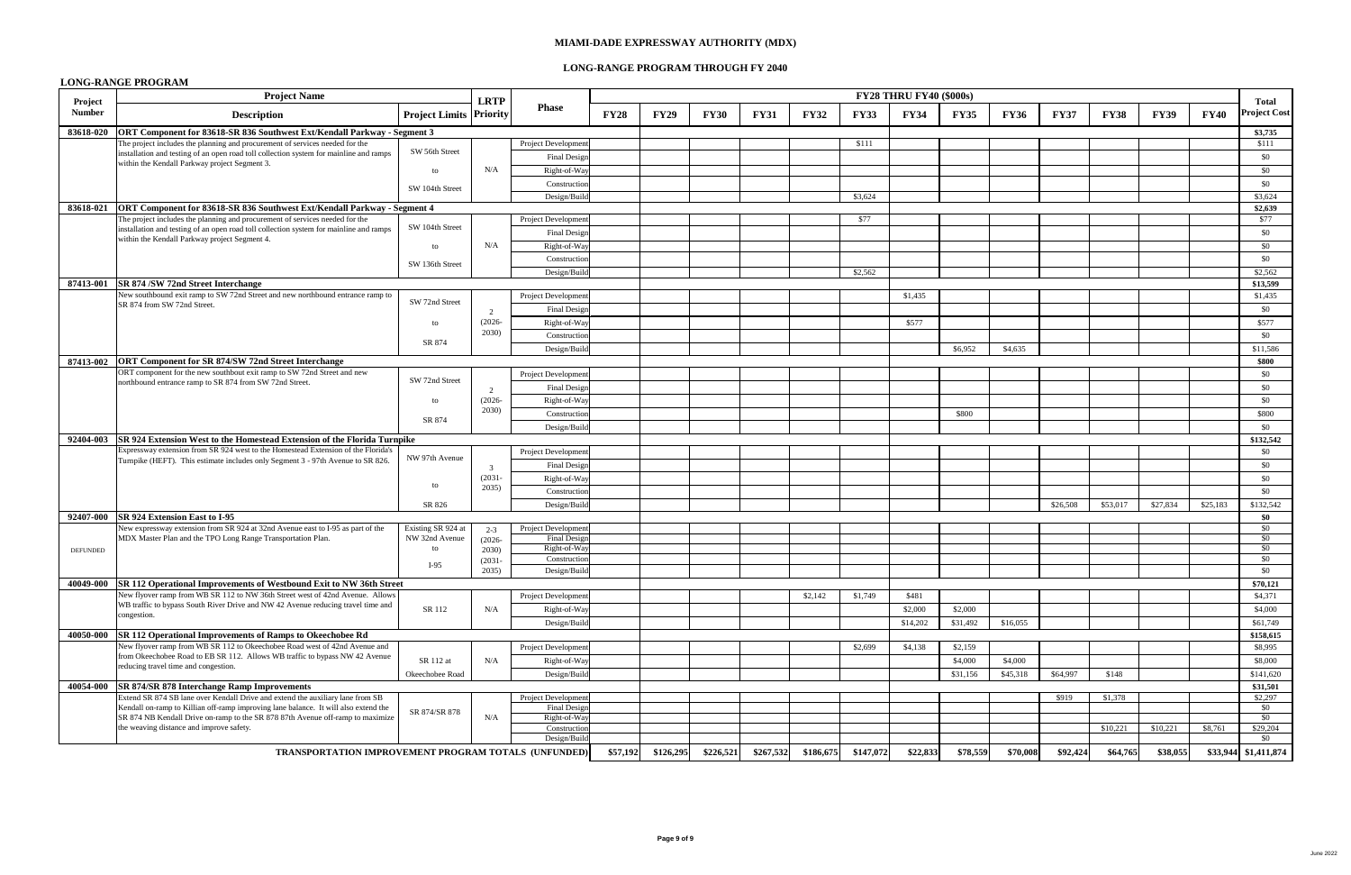# MIAMI-DADE EXPRESSWAY AUTHORITY (MDX)

## LONG-RANGE PROGRAM THROUGH FY 2040

### LONG-RANGE PROGRAM

| Project Number | Project Name / Description | Project Limits | LRTP Priority | Phase | FY28 | FY29 | FY30 | FY31 | FY32 | FY33 | FY34 | FY35 | FY36 | FY37 | FY38 | FY39 | FY40 | Total Project Cost |
|---|---|---|---|---|---|---|---|---|---|---|---|---|---|---|---|---|---|---|
| | | | | | | | | | FY28 THRU FY40 ($000s) | | | | | | | | | |
| **83618-020** | **ORT Component for 83618-SR 836 Southwest Ext/Kendall Parkway - Segment 3** | | | | | | | | | | | | | | | | | **$3,735** |
| | The project includes the planning and procurement of services needed for the installation and testing of an open road toll collection system for mainline and ramps within the Kendall Parkway project Segment 3. | SW 56th Street to SW 104th Street | N/A | Project Development | | | | | | $111 | | | | | | | | $111 |
| | | | | Final Design | | | | | | | | | | | | | | $0 |
| | | | | Right-of-Way | | | | | | | | | | | | | | $0 |
| | | | | Construction | | | | | | | | | | | | | | $0 |
| | | | | Design/Build | | | | | | $3,624 | | | | | | | | $3,624 |
| **83618-021** | **ORT Component for 83618-SR 836 Southwest Ext/Kendall Parkway - Segment 4** | | | | | | | | | | | | | | | | | **$2,639** |
| | The project includes the planning and procurement of services needed for the installation and testing of an open road toll collection system for mainline and ramps within the Kendall Parkway project Segment 4. | SW 104th Street to SW 136th Street | N/A | Project Development | | | | | | $77 | | | | | | | | $77 |
| | | | | Final Design | | | | | | | | | | | | | | $0 |
| | | | | Right-of-Way | | | | | | | | | | | | | | $0 |
| | | | | Construction | | | | | | | | | | | | | | $0 |
| | | | | Design/Build | | | | | | $2,562 | | | | | | | | $2,562 |
| **87413-001** | **SR 874 /SW 72nd Street Interchange** | | | | | | | | | | | | | | | | | **$13,599** |
| | New southbound exit ramp to SW 72nd Street and new northbound entrance ramp to SR 874 from SW 72nd Street. | SW 72nd Street to SR 874 | 2 (2026-2030) | Project Development | | | | | | | $1,435 | | | | | | | $1,435 |
| | | | | Final Design | | | | | | | | | | | | | | $0 |
| | | | | Right-of-Way | | | | | | | $577 | | | | | | | $577 |
| | | | | Construction | | | | | | | | | | | | | | $0 |
| | | | | Design/Build | | | | | | | | $6,952 | $4,635 | | | | | $11,586 |
| **87413-002** | **ORT Component for SR 874/SW 72nd Street Interchange** | | | | | | | | | | | | | | | | | **$800** |
| | ORT component for the new southbout exit ramp to SW 72nd Street and new northbound entrance ramp to SR 874 from SW 72nd Street. | SW 72nd Street to SR 874 | 2 (2026-2030) | Project Development | | | | | | | | | | | | | | $0 |
| | | | | Final Design | | | | | | | | | | | | | | $0 |
| | | | | Right-of-Way | | | | | | | | | | | | | | $0 |
| | | | | Construction | | | | | | | | $800 | | | | | | $800 |
| | | | | Design/Build | | | | | | | | | | | | | | $0 |
| **92404-003** | **SR 924 Extension West to the Homestead Extension of the Florida Turnpike** | | | | | | | | | | | | | | | | | **$132,542** |
| | Expressway extension from SR 924 west to the Homestead Extension of the Florida's Turnpike (HEFT). This estimate includes only Segment 3 - 97th Avenue to SR 826. | NW 97th Avenue to SR 826 | 3 (2031-2035) | Project Development | | | | | | | | | | | | | | $0 |
| | | | | Final Design | | | | | | | | | | | | | | $0 |
| | | | | Right-of-Way | | | | | | | | | | | | | | $0 |
| | | | | Construction | | | | | | | | | | | | | | $0 |
| | | | | Design/Build | | | | | | | | | | $26,508 | $53,017 | $27,834 | $25,183 | $132,542 |
| **92407-000** | **SR 924 Extension East to I-95** | | | | | | | | | | | | | | | | | **$0** |
| DEFUNDED | New expressway extension from SR 924 at 32nd Avenue east to I-95 as part of the MDX Master Plan and the TPO Long Range Transportation Plan. | Existing SR 924 at NW 32nd Avenue to I-95 | 2-3 (2026-2030) (2031-2035) | Project Development | | | | | | | | | | | | | | $0 |
| | | | | Final Design | | | | | | | | | | | | | | $0 |
| | | | | Right-of-Way | | | | | | | | | | | | | | $0 |
| | | | | Construction | | | | | | | | | | | | | | $0 |
| | | | | Design/Build | | | | | | | | | | | | | | $0 |
| **40049-000** | **SR 112 Operational Improvements of Westbound Exit to NW 36th Street** | | | | | | | | | | | | | | | | | **$70,121** |
| | New flyover ramp from WB SR 112 to NW 36th Street west of 42nd Avenue. Allows WB traffic to bypass South River Drive and NW 42 Avenue reducing travel time and congestion. | SR 112 | N/A | Project Development | | | | | $2,142 | $1,749 | $481 | | | | | | | $4,371 |
| | | | | Right-of-Way | | | | | | | $2,000 | $2,000 | | | | | | $4,000 |
| | | | | Design/Build | | | | | | | $14,202 | $31,492 | $16,055 | | | | | $61,749 |
| **40050-000** | **SR 112 Operational Improvements of Ramps to Okeechobee Rd** | | | | | | | | | | | | | | | | | **$158,615** |
| | New flyover ramp from WB SR 112 to Okeechobee Road west of 42nd Avenue and from Okeechobee Road to EB SR 112. Allows WB traffic to bypass NW 42 Avenue reducing travel time and congestion. | SR 112 at Okeechobee Road | N/A | Project Development | | | | | | $2,699 | $4,138 | $2,159 | | | | | | $8,995 |
| | | | | Right-of-Way | | | | | | | | $4,000 | $4,000 | | | | | $8,000 |
| | | | | Design/Build | | | | | | | | $31,156 | $45,318 | $64,997 | $148 | | | $141,620 |
| **40054-000** | **SR 874/SR 878 Interchange Ramp Improvements** | | | | | | | | | | | | | | | | | **$31,501** |
| | Extend SR 874 SB lane over Kendall Drive and extend the auxiliary lane from SB Kendall on-ramp to Killian off-ramp improving lane balance. It will also extend the SR 874 NB Kendall Drive on-ramp to the SR 878 87th Avenue off-ramp to maximize the weaving distance and improve safety. | SR 874/SR 878 | N/A | Project Development | | | | | | | | | | $919 | $1,378 | | | $2,297 |
| | | | | Final Design | | | | | | | | | | | | | | $0 |
| | | | | Right-of-Way | | | | | | | | | | | | | | $0 |
| | | | | Construction | | | | | | | | | | | $10,221 | $10,221 | $8,761 | $29,204 |
| | | | | Design/Build | | | | | | | | | | | | | | $0 |
| | **TRANSPORTATION IMPROVEMENT PROGRAM TOTALS (UNFUNDED)** | | | | **$57,192** | **$126,295** | **$226,521** | **$267,532** | **$186,675** | **$147,072** | **$22,833** | **$78,559** | **$70,008** | **$92,424** | **$64,765** | **$38,055** | **$33,944** | **$1,411,874** |

June 2022